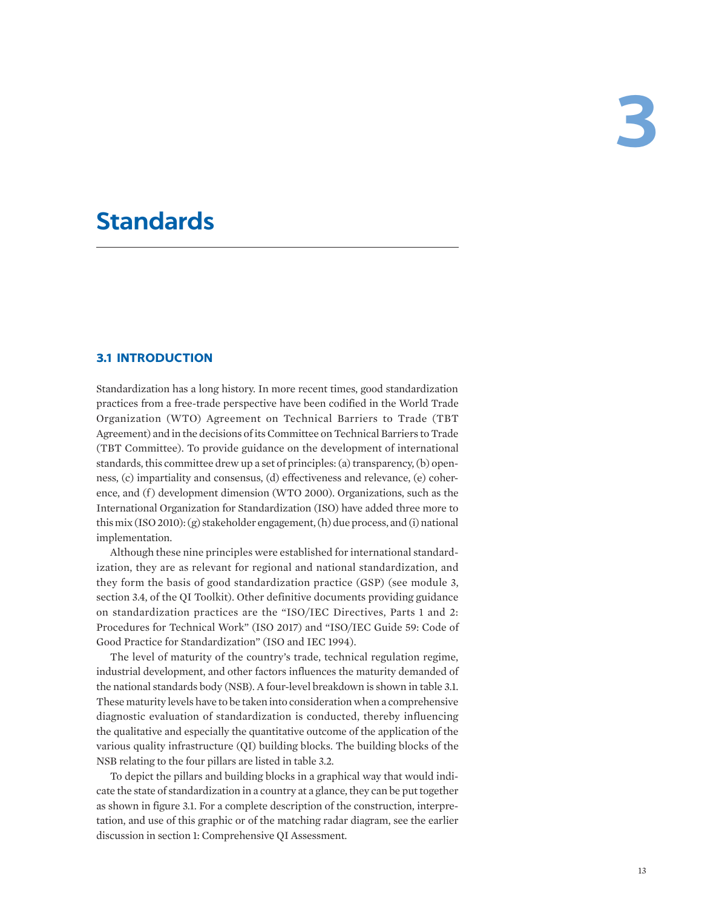# 3

# Standards

## 3.1 INTRODUCTION

Standardization has a long history. In more recent times, good standardization practices from a free-trade perspective have been codified in the World Trade Organization (WTO) Agreement on Technical Barriers to Trade (TBT Agreement) and in the decisions of its Committee on Technical Barriers to Trade (TBT Committee). To provide guidance on the development of international standards, this committee drew up a set of principles: (a) transparency, (b) openness, (c) impartiality and consensus, (d) effectiveness and relevance, (e) coherence, and (f) development dimension (WTO 2000). Organizations, such as the International Organization for Standardization (ISO) have added three more to this mix (ISO 2010): (g) stakeholder engagement, (h) due process, and (i) national implementation.

Although these nine principles were established for international standardization, they are as relevant for regional and national standardization, and they form the basis of good standardization practice (GSP) (see module 3, section 3.4, of the QI Toolkit). Other definitive documents providing guidance on standardization practices are the "ISO/IEC Directives, Parts 1 and 2: Procedures for Technical Work" (ISO 2017) and "ISO/IEC Guide 59: Code of Good Practice for Standardization" (ISO and IEC 1994).

The level of maturity of the country's trade, technical regulation regime, industrial development, and other factors influences the maturity demanded of the national standards body (NSB). A four-level breakdown is shown in table 3.1. These maturity levels have to be taken into consideration when a comprehensive diagnostic evaluation of standardization is conducted, thereby influencing the qualitative and especially the quantitative outcome of the application of the various quality infrastructure (QI) building blocks. The building blocks of the NSB relating to the four pillars are listed in table 3.2.

To depict the pillars and building blocks in a graphical way that would indicate the state of standardization in a country at a glance, they can be put together as shown in figure 3.1. For a complete description of the construction, interpretation, and use of this graphic or of the matching radar diagram, see the earlier discussion in section 1: Comprehensive QI Assessment.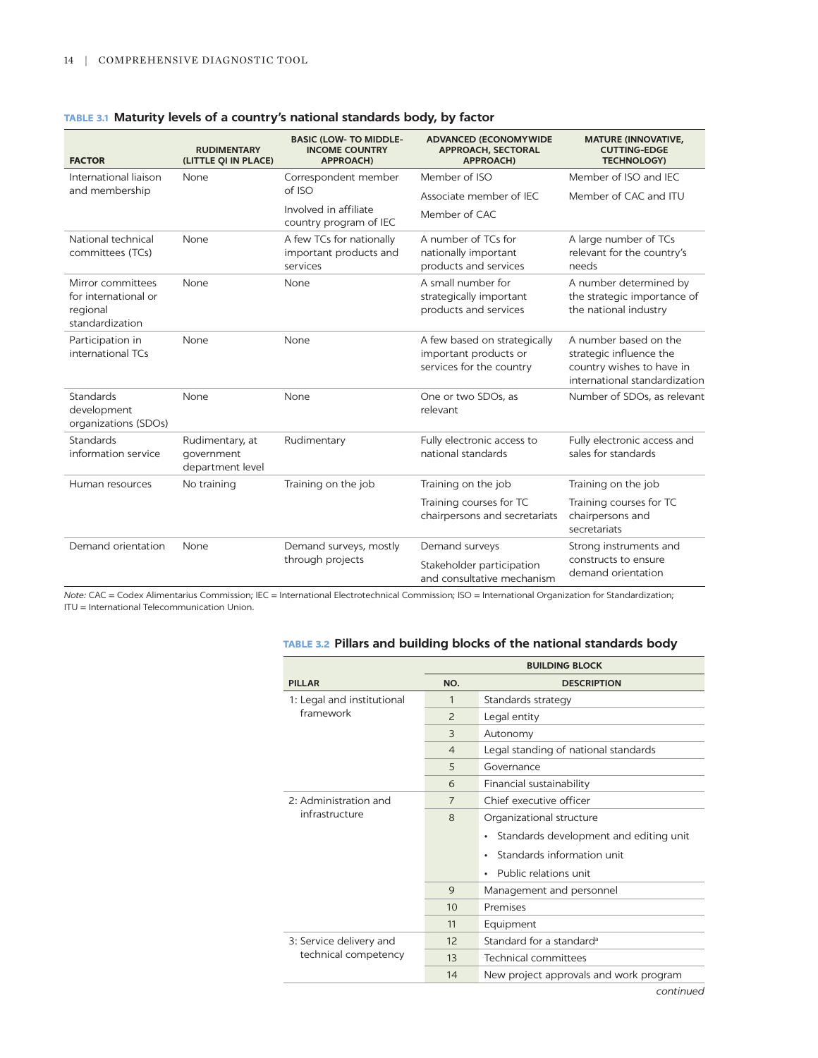**TABLE 3.1 Maturity levels of a country's national standards body, by factor**

| FACTOR | RUDIMENTARY (LITTLE QI IN PLACE) | BASIC (LOW- TO MIDDLE-INCOME COUNTRY APPROACH) | ADVANCED (ECONOMYWIDE APPROACH, SECTORAL APPROACH) | MATURE (INNOVATIVE, CUTTING-EDGE TECHNOLOGY) |
|---|---|---|---|---|
| International liaison and membership | None | Correspondent member of ISO<br>Involved in affiliate country program of IEC | Member of ISO<br>Associate member of IEC<br>Member of CAC | Member of ISO and IEC<br>Member of CAC and ITU |
| National technical committees (TCs) | None | A few TCs for nationally important products and services | A number of TCs for nationally important products and services | A large number of TCs relevant for the country's needs |
| Mirror committees for international or regional standardization | None | None | A small number for strategically important products and services | A number determined by the strategic importance of the national industry |
| Participation in international TCs | None | None | A few based on strategically important products or services for the country | A number based on the strategic influence the country wishes to have in international standardization |
| Standards development organizations (SDOs) | None | None | One or two SDOs, as relevant | Number of SDOs, as relevant |
| Standards information service | Rudimentary, at government department level | Rudimentary | Fully electronic access to national standards | Fully electronic access and sales for standards |
| Human resources | No training | Training on the job | Training on the job<br>Training courses for TC chairpersons and secretariats | Training on the job<br>Training courses for TC chairpersons and secretariats |
| Demand orientation | None | Demand surveys, mostly through projects | Demand surveys<br>Stakeholder participation and consultative mechanism | Strong instruments and constructs to ensure demand orientation |

*Note:* CAC = Codex Alimentarius Commission; IEC = International Electrotechnical Commission; ISO = International Organization for Standardization; ITU = International Telecommunication Union.

**TABLE 3.2 Pillars and building blocks of the national standards body**

| PILLAR | BUILDING BLOCK NO. | BUILDING BLOCK DESCRIPTION |
|---|---|---|
| 1: Legal and institutional framework | 1 | Standards strategy |
| | 2 | Legal entity |
| | 3 | Autonomy |
| | 4 | Legal standing of national standards |
| | 5 | Governance |
| | 6 | Financial sustainability |
| 2: Administration and infrastructure | 7 | Chief executive officer |
| | 8 | Organizational structure<br>• Standards development and editing unit<br>• Standards information unit<br>• Public relations unit |
| | 9 | Management and personnel |
| | 10 | Premises |
| | 11 | Equipment |
| 3: Service delivery and technical competency | 12 | Standard for a standard[a] |
| | 13 | Technical committees |
| | 14 | New project approvals and work program |

*continued*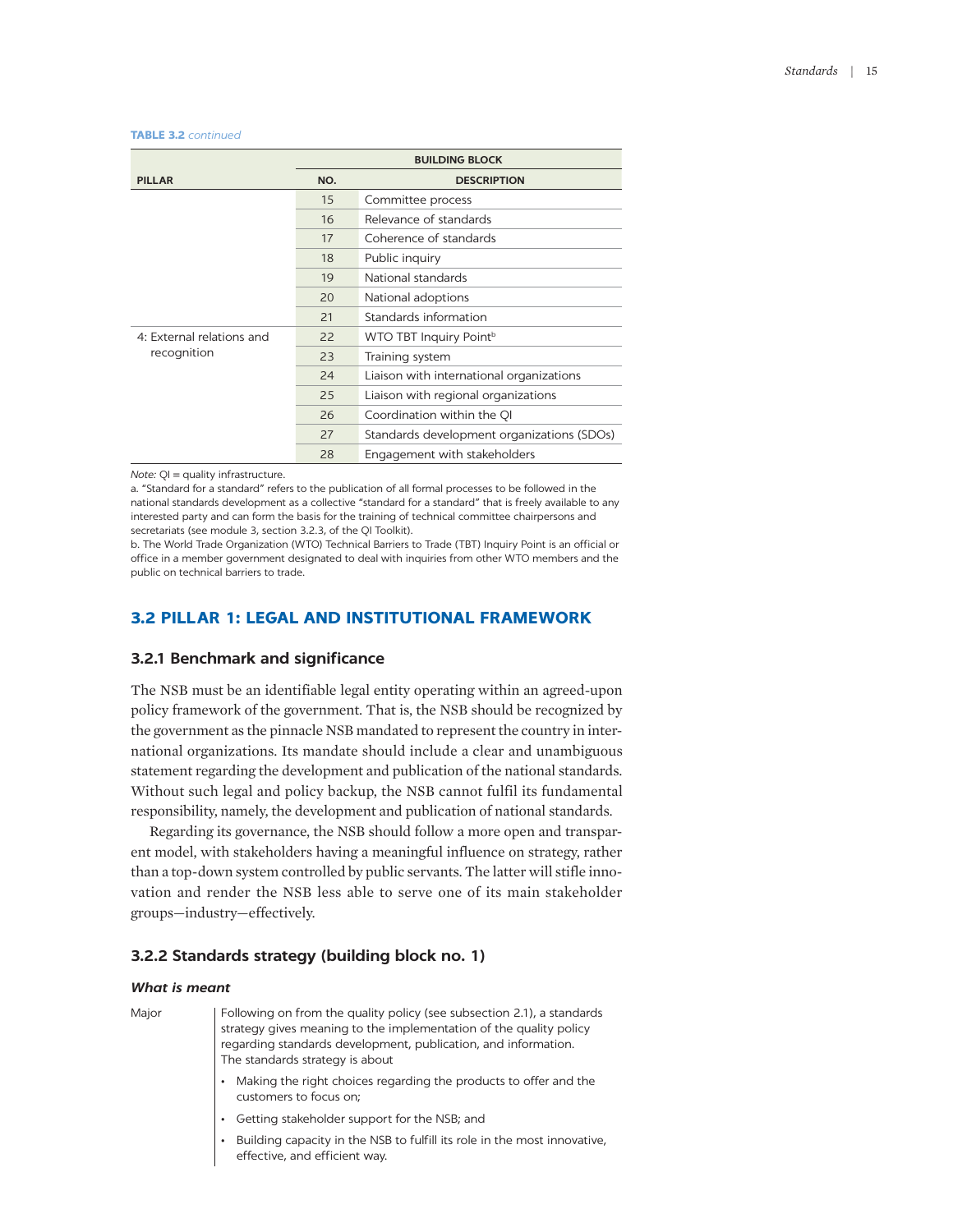**TABLE 3.2** *continued*

| PILLAR | BUILDING BLOCK | |
|---|---|---|
| | **NO.** | **DESCRIPTION** |
| | 15 | Committee process |
| | 16 | Relevance of standards |
| | 17 | Coherence of standards |
| | 18 | Public inquiry |
| | 19 | National standards |
| | 20 | National adoptions |
| | 21 | Standards information |
| 4: External relations and recognition | 22 | WTO TBT Inquiry Point[b] |
| | 23 | Training system |
| | 24 | Liaison with international organizations |
| | 25 | Liaison with regional organizations |
| | 26 | Coordination within the QI |
| | 27 | Standards development organizations (SDOs) |
| | 28 | Engagement with stakeholders |

*Note:* QI = quality infrastructure.
a. "Standard for a standard" refers to the publication of all formal processes to be followed in the national standards development as a collective "standard for a standard" that is freely available to any interested party and can form the basis for the training of technical committee chairpersons and secretariats (see module 3, section 3.2.3, of the QI Toolkit).
b. The World Trade Organization (WTO) Technical Barriers to Trade (TBT) Inquiry Point is an official or office in a member government designated to deal with inquiries from other WTO members and the public on technical barriers to trade.

## 3.2 PILLAR 1: LEGAL AND INSTITUTIONAL FRAMEWORK

### 3.2.1 Benchmark and significance

The NSB must be an identifiable legal entity operating within an agreed-upon policy framework of the government. That is, the NSB should be recognized by the government as the pinnacle NSB mandated to represent the country in international organizations. Its mandate should include a clear and unambiguous statement regarding the development and publication of the national standards. Without such legal and policy backup, the NSB cannot fulfil its fundamental responsibility, namely, the development and publication of national standards.

Regarding its governance, the NSB should follow a more open and transparent model, with stakeholders having a meaningful influence on strategy, rather than a top-down system controlled by public servants. The latter will stifle innovation and render the NSB less able to serve one of its main stakeholder groups—industry—effectively.

### 3.2.2 Standards strategy (building block no. 1)

***What is meant***

Major

Following on from the quality policy (see subsection 2.1), a standards strategy gives meaning to the implementation of the quality policy regarding standards development, publication, and information. The standards strategy is about

- Making the right choices regarding the products to offer and the customers to focus on;
- Getting stakeholder support for the NSB; and
- Building capacity in the NSB to fulfill its role in the most innovative, effective, and efficient way.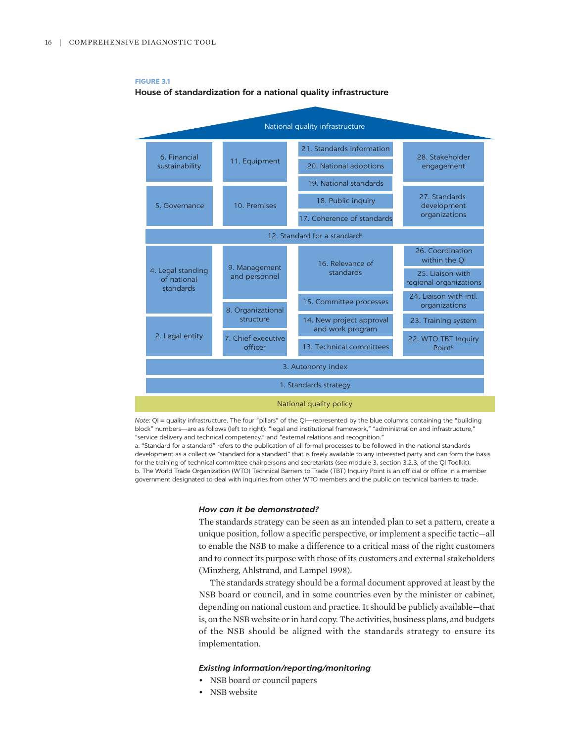**FIGURE 3.1**

**House of standardization for a national quality infrastructure**

National quality infrastructure

| Legal and institutional framework | Administration and infrastructure | Service delivery and technical competency | External relations and recognition |
|---|---|---|---|
| 6. Financial sustainability | 11. Equipment | 21. Standards information | 28. Stakeholder engagement |
| | | 20. National adoptions | |
| | | 19. National standards | |
| 5. Governance | 10. Premises | 18. Public inquiry | 27. Standards development organizations |
| | | 17. Coherence of standards | |
| 12. Standard for a standard[a] | | | |
| 4. Legal standing of national standards | 9. Management and personnel | 16. Relevance of standards | 26. Coordination within the QI |
| | | | 25. Liaison with regional organizations |
| | | 15. Committee processes | 24. Liaison with intl. organizations |
| | 8. Organizational structure | 14. New project approval and work program | 23. Training system |
| 2. Legal entity | 7. Chief executive officer | 13. Technical committees | 22. WTO TBT Inquiry Point[b] |
| 3. Autonomy index | | | |
| 1. Standards strategy | | | |
| National quality policy | | | |

*Note:* QI = quality infrastructure. The four "pillars" of the QI—represented by the blue columns containing the "building block" numbers—are as follows (left to right): "legal and institutional framework," "administration and infrastructure," "service delivery and technical competency," and "external relations and recognition."

a. "Standard for a standard" refers to the publication of all formal processes to be followed in the national standards development as a collective "standard for a standard" that is freely available to any interested party and can form the basis for the training of technical committee chairpersons and secretariats (see module 3, section 3.2.3, of the QI Toolkit).

b. The World Trade Organization (WTO) Technical Barriers to Trade (TBT) Inquiry Point is an official or office in a member government designated to deal with inquiries from other WTO members and the public on technical barriers to trade.

***How can it be demonstrated?***

The standards strategy can be seen as an intended plan to set a pattern, create a unique position, follow a specific perspective, or implement a specific tactic—all to enable the NSB to make a difference to a critical mass of the right customers and to connect its purpose with those of its customers and external stakeholders (Minzberg, Ahlstrand, and Lampel 1998).

The standards strategy should be a formal document approved at least by the NSB board or council, and in some countries even by the minister or cabinet, depending on national custom and practice. It should be publicly available—that is, on the NSB website or in hard copy. The activities, business plans, and budgets of the NSB should be aligned with the standards strategy to ensure its implementation.

***Existing information/reporting/monitoring***

- NSB board or council papers
- NSB website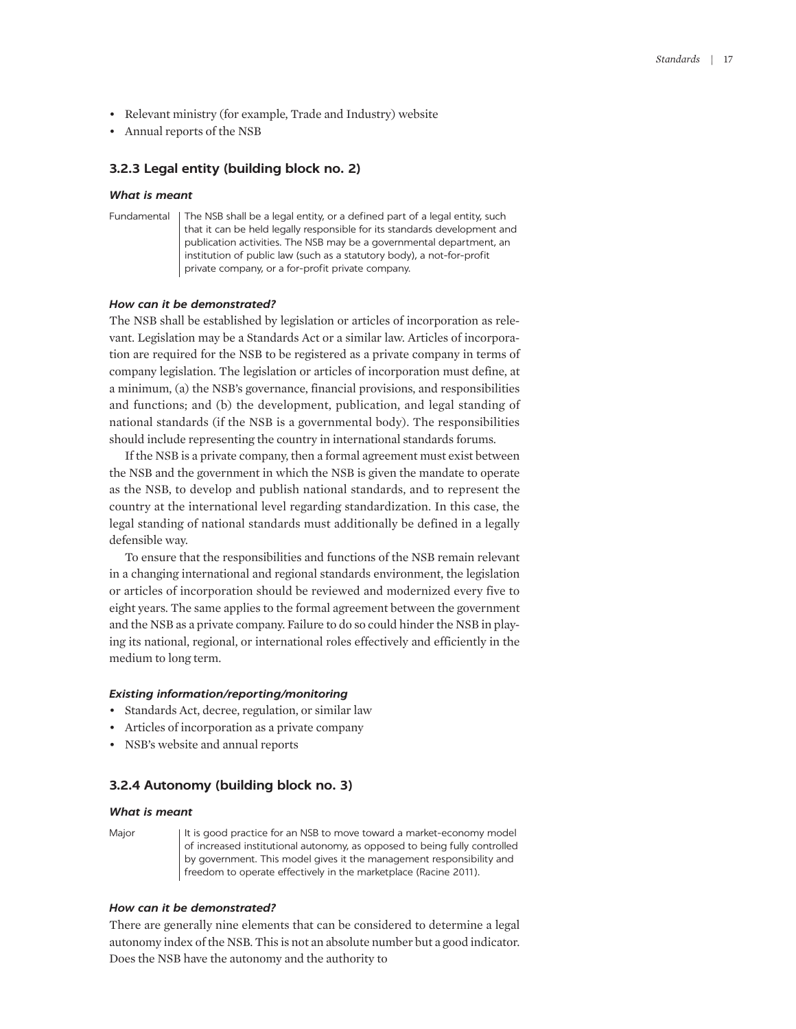- Relevant ministry (for example, Trade and Industry) website
- Annual reports of the NSB

### 3.2.3 Legal entity (building block no. 2)

#### *What is meant*

| | |
|---|---|
| Fundamental | The NSB shall be a legal entity, or a defined part of a legal entity, such that it can be held legally responsible for its standards development and publication activities. The NSB may be a governmental department, an institution of public law (such as a statutory body), a not-for-profit private company, or a for-profit private company. |

#### *How can it be demonstrated?*

The NSB shall be established by legislation or articles of incorporation as relevant. Legislation may be a Standards Act or a similar law. Articles of incorporation are required for the NSB to be registered as a private company in terms of company legislation. The legislation or articles of incorporation must define, at a minimum, (a) the NSB's governance, financial provisions, and responsibilities and functions; and (b) the development, publication, and legal standing of national standards (if the NSB is a governmental body). The responsibilities should include representing the country in international standards forums.

If the NSB is a private company, then a formal agreement must exist between the NSB and the government in which the NSB is given the mandate to operate as the NSB, to develop and publish national standards, and to represent the country at the international level regarding standardization. In this case, the legal standing of national standards must additionally be defined in a legally defensible way.

To ensure that the responsibilities and functions of the NSB remain relevant in a changing international and regional standards environment, the legislation or articles of incorporation should be reviewed and modernized every five to eight years. The same applies to the formal agreement between the government and the NSB as a private company. Failure to do so could hinder the NSB in playing its national, regional, or international roles effectively and efficiently in the medium to long term.

#### *Existing information/reporting/monitoring*

- Standards Act, decree, regulation, or similar law
- Articles of incorporation as a private company
- NSB's website and annual reports

### 3.2.4 Autonomy (building block no. 3)

#### *What is meant*

| | |
|---|---|
| Major | It is good practice for an NSB to move toward a market-economy model of increased institutional autonomy, as opposed to being fully controlled by government. This model gives it the management responsibility and freedom to operate effectively in the marketplace (Racine 2011). |

#### *How can it be demonstrated?*

There are generally nine elements that can be considered to determine a legal autonomy index of the NSB. This is not an absolute number but a good indicator. Does the NSB have the autonomy and the authority to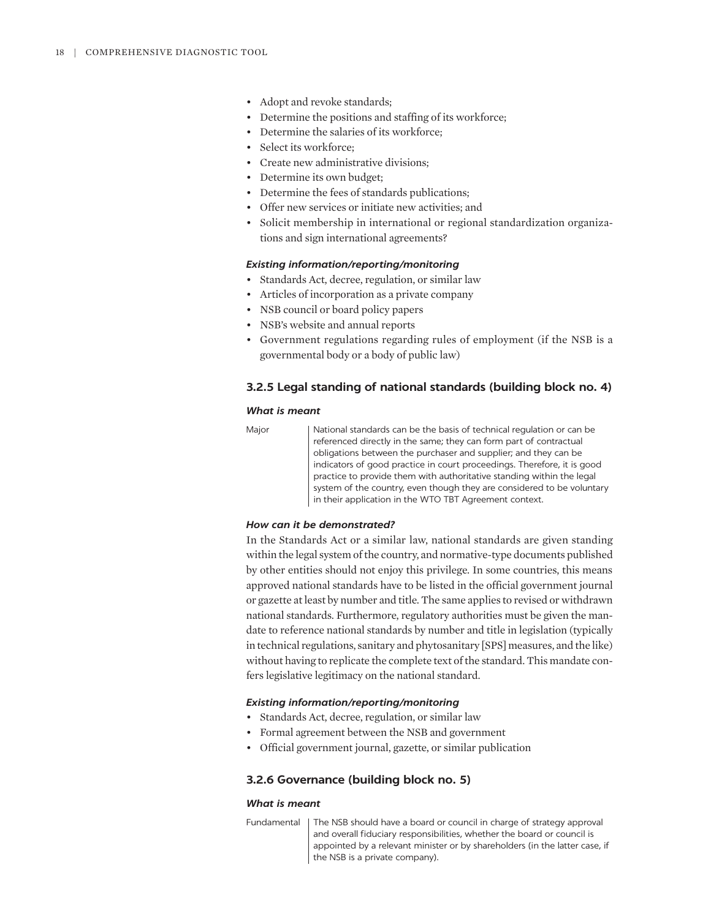- Adopt and revoke standards;
- Determine the positions and staffing of its workforce;
- Determine the salaries of its workforce;
- Select its workforce;
- Create new administrative divisions;
- Determine its own budget;
- Determine the fees of standards publications;
- Offer new services or initiate new activities; and
- Solicit membership in international or regional standardization organizations and sign international agreements?

***Existing information/reporting/monitoring***

- Standards Act, decree, regulation, or similar law
- Articles of incorporation as a private company
- NSB council or board policy papers
- NSB's website and annual reports
- Government regulations regarding rules of employment (if the NSB is a governmental body or a body of public law)

### 3.2.5 Legal standing of national standards (building block no. 4)

***What is meant***

| Major | National standards can be the basis of technical regulation or can be referenced directly in the same; they can form part of contractual obligations between the purchaser and supplier; and they can be indicators of good practice in court proceedings. Therefore, it is good practice to provide them with authoritative standing within the legal system of the country, even though they are considered to be voluntary in their application in the WTO TBT Agreement context. |
|---|---|

***How can it be demonstrated?***

In the Standards Act or a similar law, national standards are given standing within the legal system of the country, and normative-type documents published by other entities should not enjoy this privilege. In some countries, this means approved national standards have to be listed in the official government journal or gazette at least by number and title. The same applies to revised or withdrawn national standards. Furthermore, regulatory authorities must be given the mandate to reference national standards by number and title in legislation (typically in technical regulations, sanitary and phytosanitary [SPS] measures, and the like) without having to replicate the complete text of the standard. This mandate confers legislative legitimacy on the national standard.

***Existing information/reporting/monitoring***

- Standards Act, decree, regulation, or similar law
- Formal agreement between the NSB and government
- Official government journal, gazette, or similar publication

### 3.2.6 Governance (building block no. 5)

***What is meant***

| Fundamental | The NSB should have a board or council in charge of strategy approval and overall fiduciary responsibilities, whether the board or council is appointed by a relevant minister or by shareholders (in the latter case, if the NSB is a private company). |
|---|---|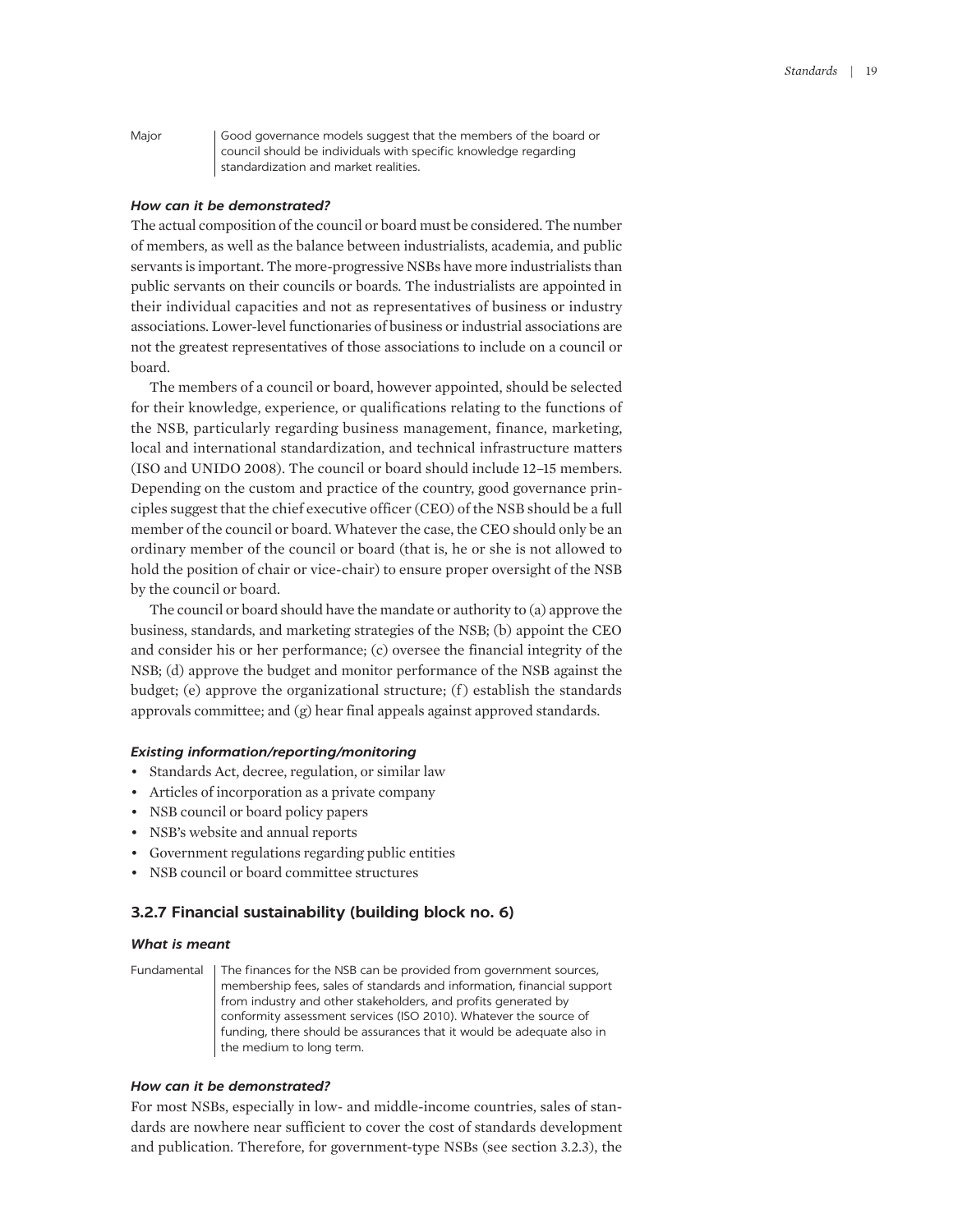| | |
|---|---|
| Major | Good governance models suggest that the members of the board or council should be individuals with specific knowledge regarding standardization and market realities. |

***How can it be demonstrated?***

The actual composition of the council or board must be considered. The number of members, as well as the balance between industrialists, academia, and public servants is important. The more-progressive NSBs have more industrialists than public servants on their councils or boards. The industrialists are appointed in their individual capacities and not as representatives of business or industry associations. Lower-level functionaries of business or industrial associations are not the greatest representatives of those associations to include on a council or board.

The members of a council or board, however appointed, should be selected for their knowledge, experience, or qualifications relating to the functions of the NSB, particularly regarding business management, finance, marketing, local and international standardization, and technical infrastructure matters (ISO and UNIDO 2008). The council or board should include 12–15 members. Depending on the custom and practice of the country, good governance principles suggest that the chief executive officer (CEO) of the NSB should be a full member of the council or board. Whatever the case, the CEO should only be an ordinary member of the council or board (that is, he or she is not allowed to hold the position of chair or vice-chair) to ensure proper oversight of the NSB by the council or board.

The council or board should have the mandate or authority to (a) approve the business, standards, and marketing strategies of the NSB; (b) appoint the CEO and consider his or her performance; (c) oversee the financial integrity of the NSB; (d) approve the budget and monitor performance of the NSB against the budget; (e) approve the organizational structure; (f) establish the standards approvals committee; and (g) hear final appeals against approved standards.

***Existing information/reporting/monitoring***

- Standards Act, decree, regulation, or similar law
- Articles of incorporation as a private company
- NSB council or board policy papers
- NSB's website and annual reports
- Government regulations regarding public entities
- NSB council or board committee structures

### 3.2.7 Financial sustainability (building block no. 6)

***What is meant***

| | |
|---|---|
| Fundamental | The finances for the NSB can be provided from government sources, membership fees, sales of standards and information, financial support from industry and other stakeholders, and profits generated by conformity assessment services (ISO 2010). Whatever the source of funding, there should be assurances that it would be adequate also in the medium to long term. |

***How can it be demonstrated?***

For most NSBs, especially in low- and middle-income countries, sales of standards are nowhere near sufficient to cover the cost of standards development and publication. Therefore, for government-type NSBs (see section 3.2.3), the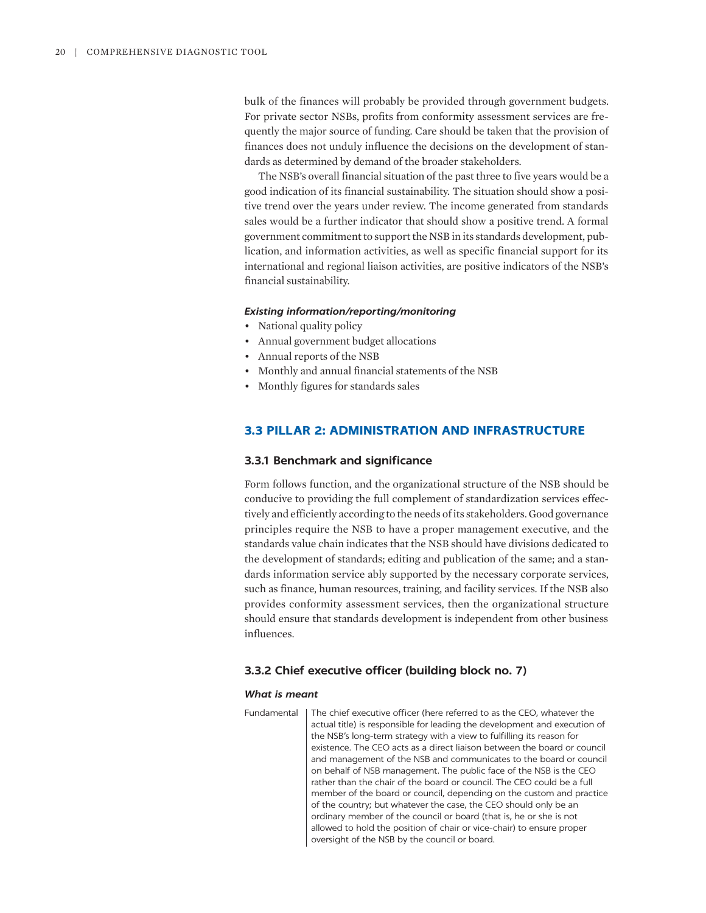bulk of the finances will probably be provided through government budgets. For private sector NSBs, profits from conformity assessment services are frequently the major source of funding. Care should be taken that the provision of finances does not unduly influence the decisions on the development of standards as determined by demand of the broader stakeholders.

The NSB's overall financial situation of the past three to five years would be a good indication of its financial sustainability. The situation should show a positive trend over the years under review. The income generated from standards sales would be a further indicator that should show a positive trend. A formal government commitment to support the NSB in its standards development, publication, and information activities, as well as specific financial support for its international and regional liaison activities, are positive indicators of the NSB's financial sustainability.

#### *Existing information/reporting/monitoring*

- National quality policy
- Annual government budget allocations
- Annual reports of the NSB
- Monthly and annual financial statements of the NSB
- Monthly figures for standards sales

## 3.3 PILLAR 2: ADMINISTRATION AND INFRASTRUCTURE

### 3.3.1 Benchmark and significance

Form follows function, and the organizational structure of the NSB should be conducive to providing the full complement of standardization services effectively and efficiently according to the needs of its stakeholders. Good governance principles require the NSB to have a proper management executive, and the standards value chain indicates that the NSB should have divisions dedicated to the development of standards; editing and publication of the same; and a standards information service ably supported by the necessary corporate services, such as finance, human resources, training, and facility services. If the NSB also provides conformity assessment services, then the organizational structure should ensure that standards development is independent from other business influences.

### 3.3.2 Chief executive officer (building block no. 7)

#### *What is meant*

| | |
|---|---|
| Fundamental | The chief executive officer (here referred to as the CEO, whatever the actual title) is responsible for leading the development and execution of the NSB's long-term strategy with a view to fulfilling its reason for existence. The CEO acts as a direct liaison between the board or council and management of the NSB and communicates to the board or council on behalf of NSB management. The public face of the NSB is the CEO rather than the chair of the board or council. The CEO could be a full member of the board or council, depending on the custom and practice of the country; but whatever the case, the CEO should only be an ordinary member of the council or board (that is, he or she is not allowed to hold the position of chair or vice-chair) to ensure proper oversight of the NSB by the council or board. |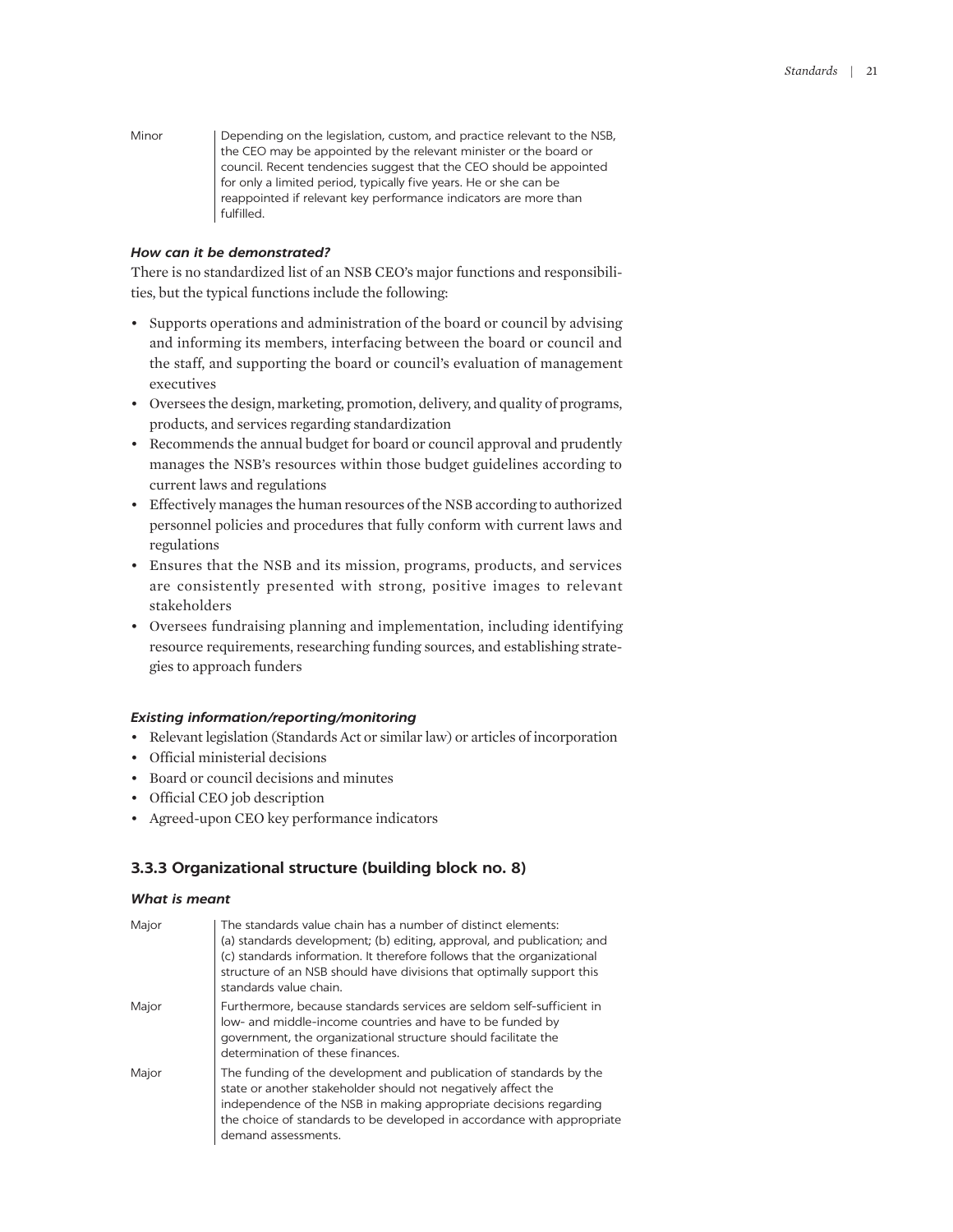| | |
|---|---|
| Minor | Depending on the legislation, custom, and practice relevant to the NSB, the CEO may be appointed by the relevant minister or the board or council. Recent tendencies suggest that the CEO should be appointed for only a limited period, typically five years. He or she can be reappointed if relevant key performance indicators are more than fulfilled. |

#### *How can it be demonstrated?*

There is no standardized list of an NSB CEO's major functions and responsibilities, but the typical functions include the following:

- Supports operations and administration of the board or council by advising and informing its members, interfacing between the board or council and the staff, and supporting the board or council's evaluation of management executives
- Oversees the design, marketing, promotion, delivery, and quality of programs, products, and services regarding standardization
- Recommends the annual budget for board or council approval and prudently manages the NSB's resources within those budget guidelines according to current laws and regulations
- Effectively manages the human resources of the NSB according to authorized personnel policies and procedures that fully conform with current laws and regulations
- Ensures that the NSB and its mission, programs, products, and services are consistently presented with strong, positive images to relevant stakeholders
- Oversees fundraising planning and implementation, including identifying resource requirements, researching funding sources, and establishing strategies to approach funders

#### *Existing information/reporting/monitoring*

- Relevant legislation (Standards Act or similar law) or articles of incorporation
- Official ministerial decisions
- Board or council decisions and minutes
- Official CEO job description
- Agreed-upon CEO key performance indicators

### 3.3.3 Organizational structure (building block no. 8)

#### *What is meant*

| | |
|---|---|
| Major | The standards value chain has a number of distinct elements: (a) standards development; (b) editing, approval, and publication; and (c) standards information. It therefore follows that the organizational structure of an NSB should have divisions that optimally support this standards value chain. |
| Major | Furthermore, because standards services are seldom self-sufficient in low- and middle-income countries and have to be funded by government, the organizational structure should facilitate the determination of these finances. |
| Major | The funding of the development and publication of standards by the state or another stakeholder should not negatively affect the independence of the NSB in making appropriate decisions regarding the choice of standards to be developed in accordance with appropriate demand assessments. |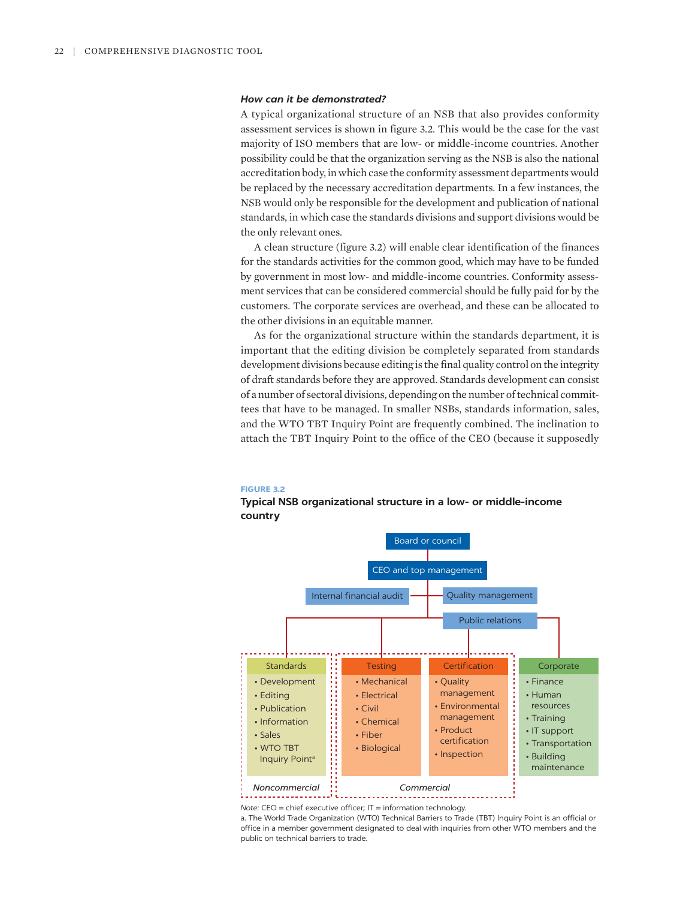***How can it be demonstrated?***

A typical organizational structure of an NSB that also provides conformity assessment services is shown in figure 3.2. This would be the case for the vast majority of ISO members that are low- or middle-income countries. Another possibility could be that the organization serving as the NSB is also the national accreditation body, in which case the conformity assessment departments would be replaced by the necessary accreditation departments. In a few instances, the NSB would only be responsible for the development and publication of national standards, in which case the standards divisions and support divisions would be the only relevant ones.

A clean structure (figure 3.2) will enable clear identification of the finances for the standards activities for the common good, which may have to be funded by government in most low- and middle-income countries. Conformity assessment services that can be considered commercial should be fully paid for by the customers. The corporate services are overhead, and these can be allocated to the other divisions in an equitable manner.

As for the organizational structure within the standards department, it is important that the editing division be completely separated from standards development divisions because editing is the final quality control on the integrity of draft standards before they are approved. Standards development can consist of a number of sectoral divisions, depending on the number of technical committees that have to be managed. In smaller NSBs, standards information, sales, and the WTO TBT Inquiry Point are frequently combined. The inclination to attach the TBT Inquiry Point to the office of the CEO (because it supposedly

**FIGURE 3.2**

**Typical NSB organizational structure in a low- or middle-income country**

- Board or council
  - CEO and top management
    - Internal financial audit
    - Quality management
    - Public relations

| Standards | Testing | Certification | Corporate |
|---|---|---|---|
| • Development<br>• Editing<br>• Publication<br>• Information<br>• Sales<br>• WTO TBT Inquiry Point[a] | • Mechanical<br>• Electrical<br>• Civil<br>• Chemical<br>• Fiber<br>• Biological | • Quality management<br>• Environmental management<br>• Product certification<br>• Inspection | • Finance<br>• Human resources<br>• Training<br>• IT support<br>• Transportation<br>• Building maintenance |
| *Noncommercial* | *Commercial* | *Commercial* | |

*Note:* CEO = chief executive officer; IT = information technology.

a. The World Trade Organization (WTO) Technical Barriers to Trade (TBT) Inquiry Point is an official or office in a member government designated to deal with inquiries from other WTO members and the public on technical barriers to trade.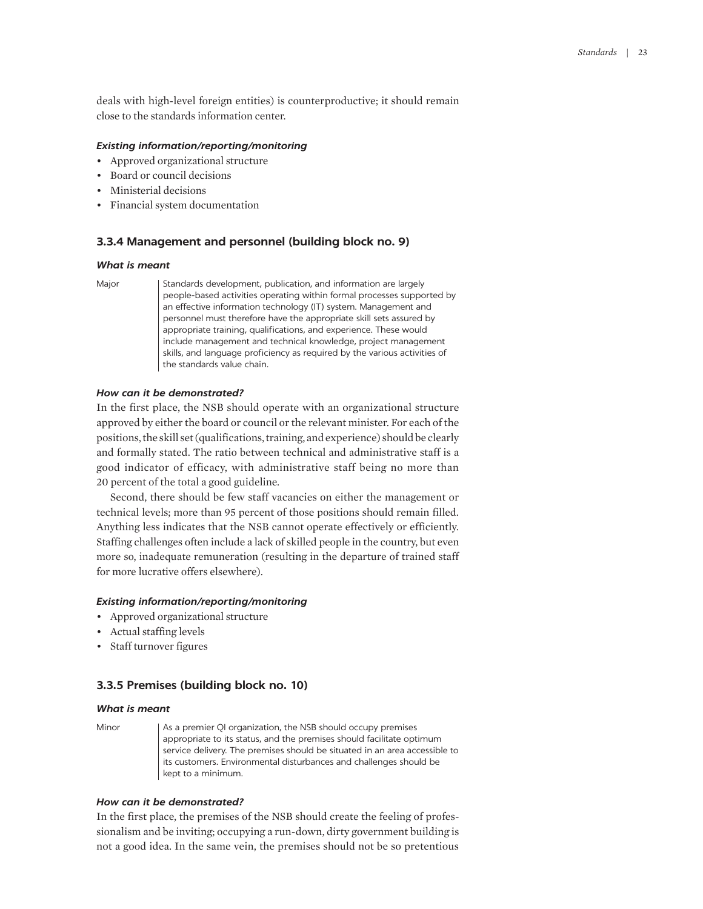deals with high-level foreign entities) is counterproductive; it should remain close to the standards information center.

#### *Existing information/reporting/monitoring*

- Approved organizational structure
- Board or council decisions
- Ministerial decisions
- Financial system documentation

### 3.3.4 Management and personnel (building block no. 9)

#### *What is meant*

| | |
|---|---|
| Major | Standards development, publication, and information are largely people-based activities operating within formal processes supported by an effective information technology (IT) system. Management and personnel must therefore have the appropriate skill sets assured by appropriate training, qualifications, and experience. These would include management and technical knowledge, project management skills, and language proficiency as required by the various activities of the standards value chain. |

#### *How can it be demonstrated?*

In the first place, the NSB should operate with an organizational structure approved by either the board or council or the relevant minister. For each of the positions, the skill set (qualifications, training, and experience) should be clearly and formally stated. The ratio between technical and administrative staff is a good indicator of efficacy, with administrative staff being no more than 20 percent of the total a good guideline.

Second, there should be few staff vacancies on either the management or technical levels; more than 95 percent of those positions should remain filled. Anything less indicates that the NSB cannot operate effectively or efficiently. Staffing challenges often include a lack of skilled people in the country, but even more so, inadequate remuneration (resulting in the departure of trained staff for more lucrative offers elsewhere).

#### *Existing information/reporting/monitoring*

- Approved organizational structure
- Actual staffing levels
- Staff turnover figures

### 3.3.5 Premises (building block no. 10)

#### *What is meant*

| | |
|---|---|
| Minor | As a premier QI organization, the NSB should occupy premises appropriate to its status, and the premises should facilitate optimum service delivery. The premises should be situated in an area accessible to its customers. Environmental disturbances and challenges should be kept to a minimum. |

#### *How can it be demonstrated?*

In the first place, the premises of the NSB should create the feeling of professionalism and be inviting; occupying a run-down, dirty government building is not a good idea. In the same vein, the premises should not be so pretentious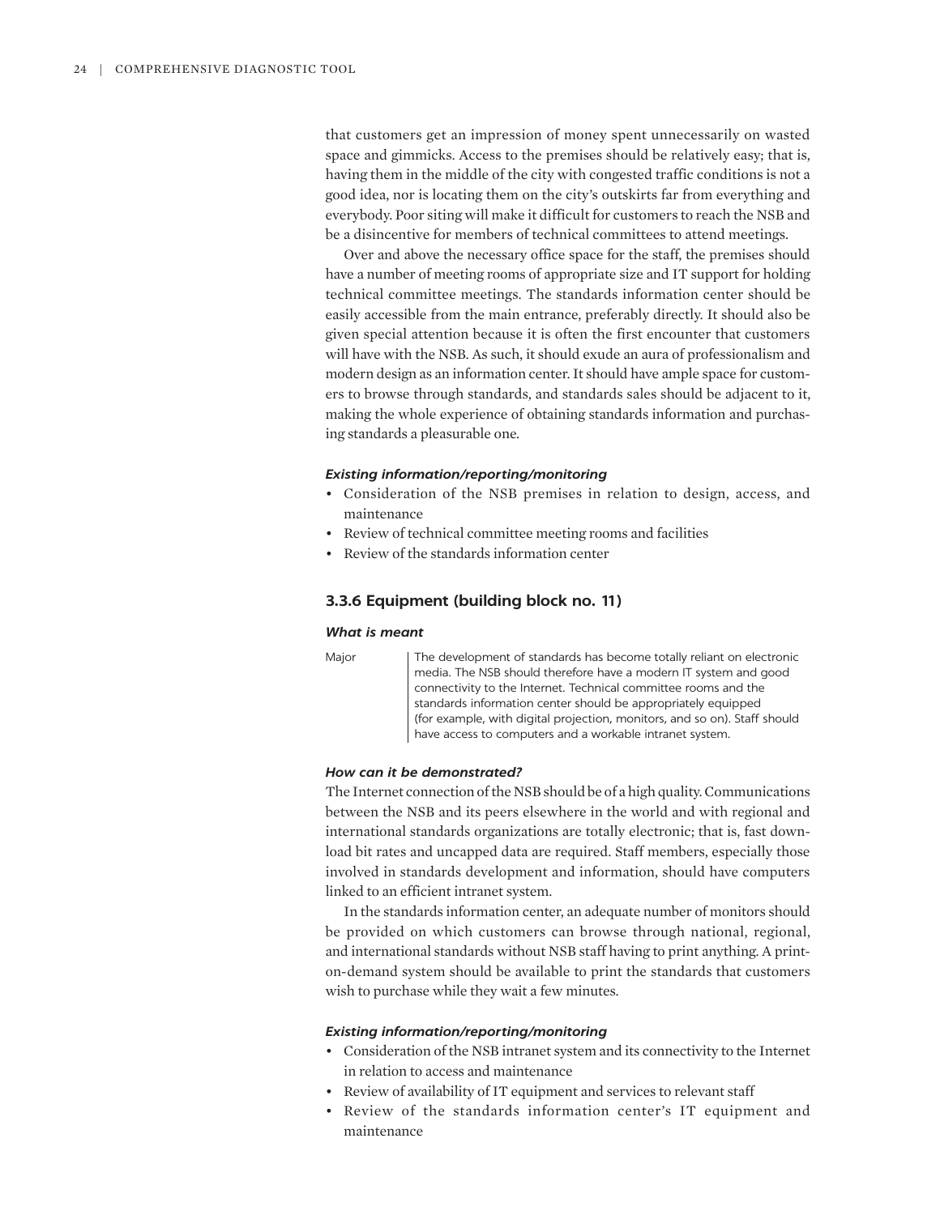that customers get an impression of money spent unnecessarily on wasted space and gimmicks. Access to the premises should be relatively easy; that is, having them in the middle of the city with congested traffic conditions is not a good idea, nor is locating them on the city's outskirts far from everything and everybody. Poor siting will make it difficult for customers to reach the NSB and be a disincentive for members of technical committees to attend meetings.

Over and above the necessary office space for the staff, the premises should have a number of meeting rooms of appropriate size and IT support for holding technical committee meetings. The standards information center should be easily accessible from the main entrance, preferably directly. It should also be given special attention because it is often the first encounter that customers will have with the NSB. As such, it should exude an aura of professionalism and modern design as an information center. It should have ample space for customers to browse through standards, and standards sales should be adjacent to it, making the whole experience of obtaining standards information and purchasing standards a pleasurable one.

#### *Existing information/reporting/monitoring*

- Consideration of the NSB premises in relation to design, access, and maintenance
- Review of technical committee meeting rooms and facilities
- Review of the standards information center

### 3.3.6 Equipment (building block no. 11)

#### *What is meant*

| | |
|---|---|
| Major | The development of standards has become totally reliant on electronic media. The NSB should therefore have a modern IT system and good connectivity to the Internet. Technical committee rooms and the standards information center should be appropriately equipped (for example, with digital projection, monitors, and so on). Staff should have access to computers and a workable intranet system. |

#### *How can it be demonstrated?*

The Internet connection of the NSB should be of a high quality. Communications between the NSB and its peers elsewhere in the world and with regional and international standards organizations are totally electronic; that is, fast download bit rates and uncapped data are required. Staff members, especially those involved in standards development and information, should have computers linked to an efficient intranet system.

In the standards information center, an adequate number of monitors should be provided on which customers can browse through national, regional, and international standards without NSB staff having to print anything. A print-on-demand system should be available to print the standards that customers wish to purchase while they wait a few minutes.

#### *Existing information/reporting/monitoring*

- Consideration of the NSB intranet system and its connectivity to the Internet in relation to access and maintenance
- Review of availability of IT equipment and services to relevant staff
- Review of the standards information center's IT equipment and maintenance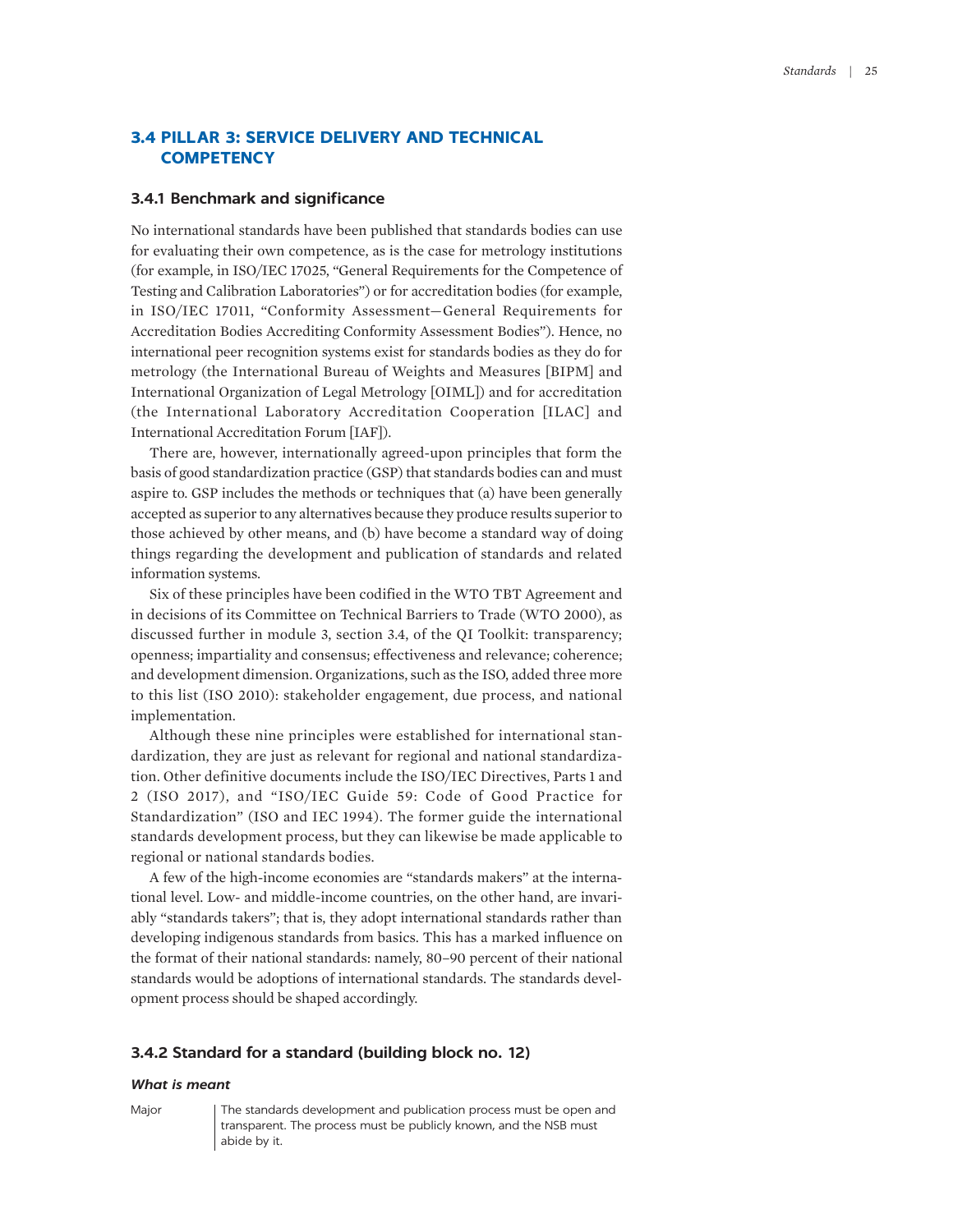## 3.4 PILLAR 3: SERVICE DELIVERY AND TECHNICAL COMPETENCY

### 3.4.1 Benchmark and significance

No international standards have been published that standards bodies can use for evaluating their own competence, as is the case for metrology institutions (for example, in ISO/IEC 17025, "General Requirements for the Competence of Testing and Calibration Laboratories") or for accreditation bodies (for example, in ISO/IEC 17011, "Conformity Assessment—General Requirements for Accreditation Bodies Accrediting Conformity Assessment Bodies"). Hence, no international peer recognition systems exist for standards bodies as they do for metrology (the International Bureau of Weights and Measures [BIPM] and International Organization of Legal Metrology [OIML]) and for accreditation (the International Laboratory Accreditation Cooperation [ILAC] and International Accreditation Forum [IAF]).

There are, however, internationally agreed-upon principles that form the basis of good standardization practice (GSP) that standards bodies can and must aspire to. GSP includes the methods or techniques that (a) have been generally accepted as superior to any alternatives because they produce results superior to those achieved by other means, and (b) have become a standard way of doing things regarding the development and publication of standards and related information systems.

Six of these principles have been codified in the WTO TBT Agreement and in decisions of its Committee on Technical Barriers to Trade (WTO 2000), as discussed further in module 3, section 3.4, of the QI Toolkit: transparency; openness; impartiality and consensus; effectiveness and relevance; coherence; and development dimension. Organizations, such as the ISO, added three more to this list (ISO 2010): stakeholder engagement, due process, and national implementation.

Although these nine principles were established for international standardization, they are just as relevant for regional and national standardization. Other definitive documents include the ISO/IEC Directives, Parts 1 and 2 (ISO 2017), and "ISO/IEC Guide 59: Code of Good Practice for Standardization" (ISO and IEC 1994). The former guide the international standards development process, but they can likewise be made applicable to regional or national standards bodies.

A few of the high-income economies are "standards makers" at the international level. Low- and middle-income countries, on the other hand, are invariably "standards takers"; that is, they adopt international standards rather than developing indigenous standards from basics. This has a marked influence on the format of their national standards: namely, 80–90 percent of their national standards would be adoptions of international standards. The standards development process should be shaped accordingly.

### 3.4.2 Standard for a standard (building block no. 12)

***What is meant***

| | |
|---|---|
| Major | The standards development and publication process must be open and transparent. The process must be publicly known, and the NSB must abide by it. |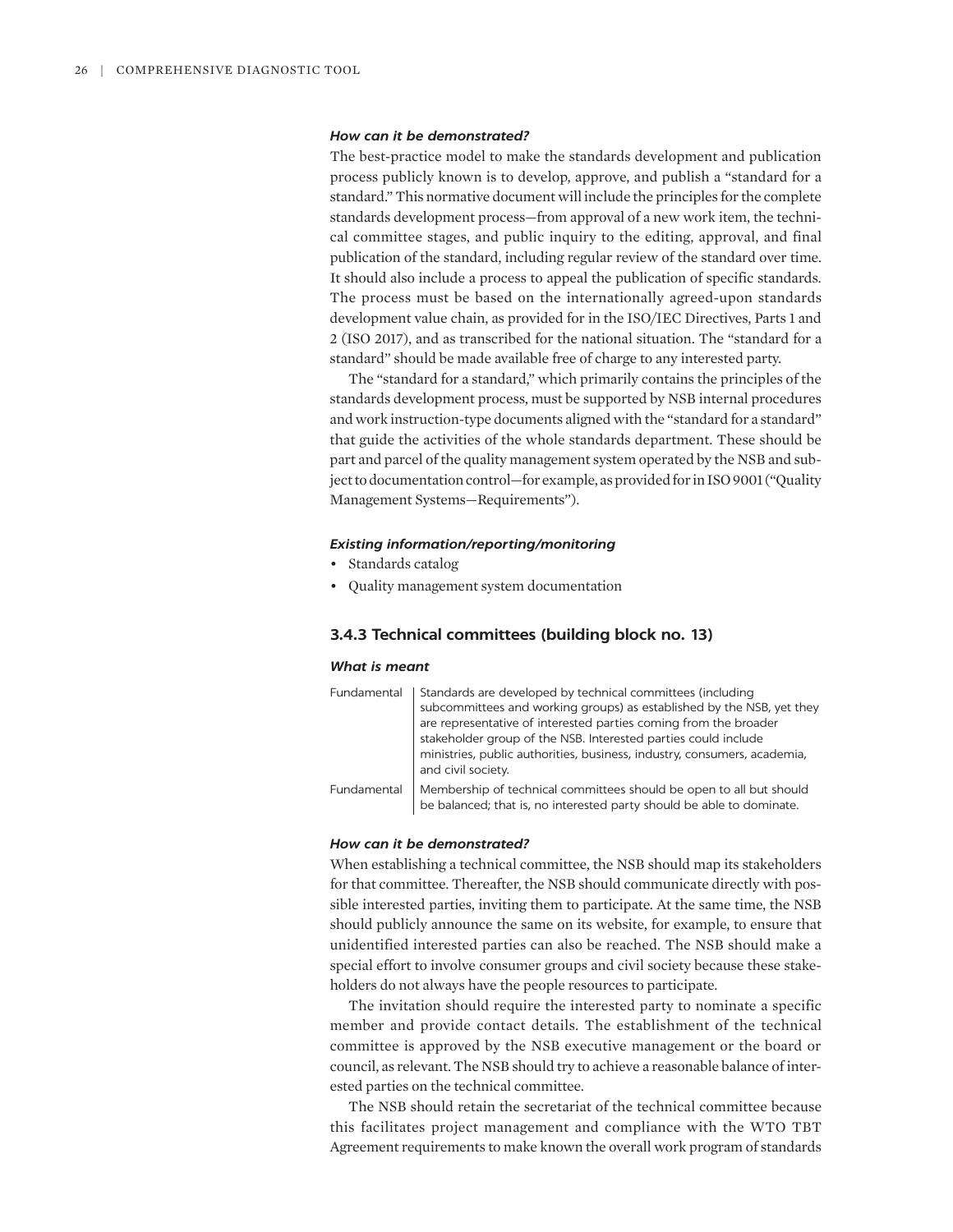***How can it be demonstrated?***

The best-practice model to make the standards development and publication process publicly known is to develop, approve, and publish a "standard for a standard." This normative document will include the principles for the complete standards development process—from approval of a new work item, the technical committee stages, and public inquiry to the editing, approval, and final publication of the standard, including regular review of the standard over time. It should also include a process to appeal the publication of specific standards. The process must be based on the internationally agreed-upon standards development value chain, as provided for in the ISO/IEC Directives, Parts 1 and 2 (ISO 2017), and as transcribed for the national situation. The "standard for a standard" should be made available free of charge to any interested party.

The "standard for a standard," which primarily contains the principles of the standards development process, must be supported by NSB internal procedures and work instruction-type documents aligned with the "standard for a standard" that guide the activities of the whole standards department. These should be part and parcel of the quality management system operated by the NSB and subject to documentation control—for example, as provided for in ISO 9001 ("Quality Management Systems—Requirements").

***Existing information/reporting/monitoring***

- Standards catalog
- Quality management system documentation

### 3.4.3 Technical committees (building block no. 13)

***What is meant***

| | |
|---|---|
| Fundamental | Standards are developed by technical committees (including subcommittees and working groups) as established by the NSB, yet they are representative of interested parties coming from the broader stakeholder group of the NSB. Interested parties could include ministries, public authorities, business, industry, consumers, academia, and civil society. |
| Fundamental | Membership of technical committees should be open to all but should be balanced; that is, no interested party should be able to dominate. |

***How can it be demonstrated?***

When establishing a technical committee, the NSB should map its stakeholders for that committee. Thereafter, the NSB should communicate directly with possible interested parties, inviting them to participate. At the same time, the NSB should publicly announce the same on its website, for example, to ensure that unidentified interested parties can also be reached. The NSB should make a special effort to involve consumer groups and civil society because these stakeholders do not always have the people resources to participate.

The invitation should require the interested party to nominate a specific member and provide contact details. The establishment of the technical committee is approved by the NSB executive management or the board or council, as relevant. The NSB should try to achieve a reasonable balance of interested parties on the technical committee.

The NSB should retain the secretariat of the technical committee because this facilitates project management and compliance with the WTO TBT Agreement requirements to make known the overall work program of standards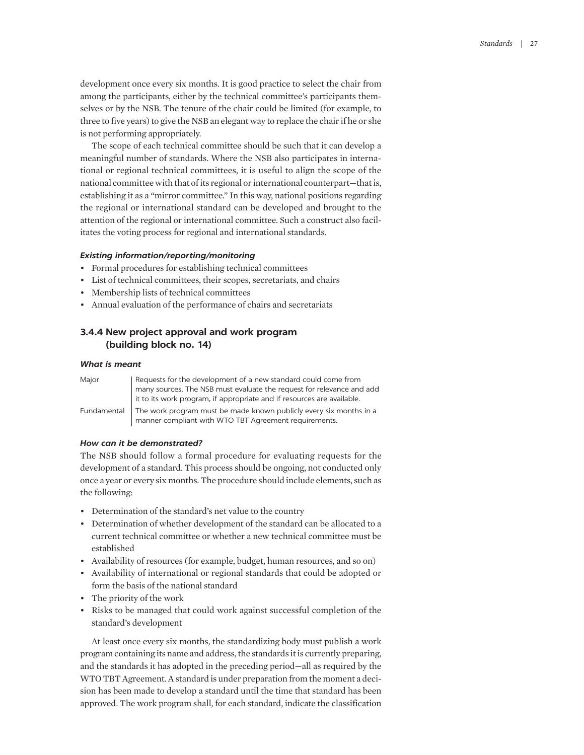development once every six months. It is good practice to select the chair from among the participants, either by the technical committee's participants themselves or by the NSB. The tenure of the chair could be limited (for example, to three to five years) to give the NSB an elegant way to replace the chair if he or she is not performing appropriately.

The scope of each technical committee should be such that it can develop a meaningful number of standards. Where the NSB also participates in international or regional technical committees, it is useful to align the scope of the national committee with that of its regional or international counterpart—that is, establishing it as a "mirror committee." In this way, national positions regarding the regional or international standard can be developed and brought to the attention of the regional or international committee. Such a construct also facilitates the voting process for regional and international standards.

#### *Existing information/reporting/monitoring*

- Formal procedures for establishing technical committees
- List of technical committees, their scopes, secretariats, and chairs
- Membership lists of technical committees
- Annual evaluation of the performance of chairs and secretariats

### 3.4.4 New project approval and work program (building block no. 14)

#### *What is meant*

| | |
|---|---|
| Major | Requests for the development of a new standard could come from many sources. The NSB must evaluate the request for relevance and add it to its work program, if appropriate and if resources are available. |
| Fundamental | The work program must be made known publicly every six months in a manner compliant with WTO TBT Agreement requirements. |

#### *How can it be demonstrated?*

The NSB should follow a formal procedure for evaluating requests for the development of a standard. This process should be ongoing, not conducted only once a year or every six months. The procedure should include elements, such as the following:

- Determination of the standard's net value to the country
- Determination of whether development of the standard can be allocated to a current technical committee or whether a new technical committee must be established
- Availability of resources (for example, budget, human resources, and so on)
- Availability of international or regional standards that could be adopted or form the basis of the national standard
- The priority of the work
- Risks to be managed that could work against successful completion of the standard's development

At least once every six months, the standardizing body must publish a work program containing its name and address, the standards it is currently preparing, and the standards it has adopted in the preceding period—all as required by the WTO TBT Agreement. A standard is under preparation from the moment a decision has been made to develop a standard until the time that standard has been approved. The work program shall, for each standard, indicate the classification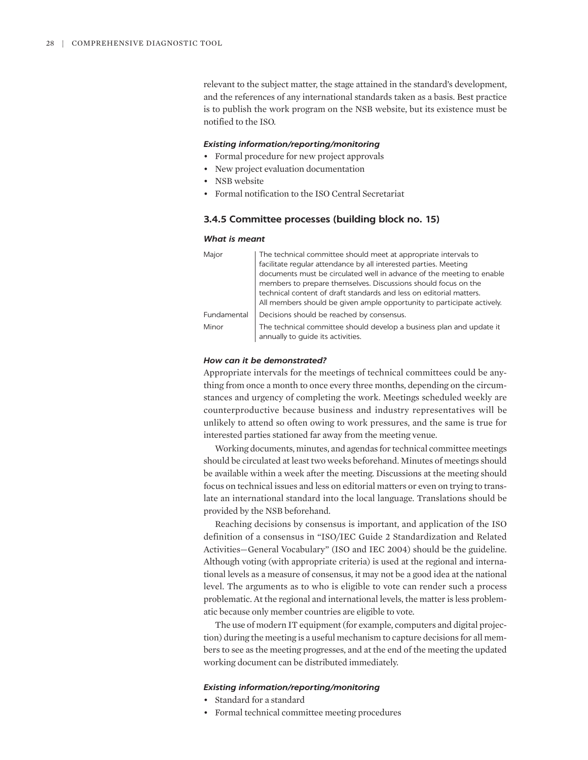relevant to the subject matter, the stage attained in the standard's development, and the references of any international standards taken as a basis. Best practice is to publish the work program on the NSB website, but its existence must be notified to the ISO.

#### *Existing information/reporting/monitoring*

- Formal procedure for new project approvals
- New project evaluation documentation
- NSB website
- Formal notification to the ISO Central Secretariat

### 3.4.5 Committee processes (building block no. 15)

#### *What is meant*

| | |
|---|---|
| Major | The technical committee should meet at appropriate intervals to facilitate regular attendance by all interested parties. Meeting documents must be circulated well in advance of the meeting to enable members to prepare themselves. Discussions should focus on the technical content of draft standards and less on editorial matters. All members should be given ample opportunity to participate actively. |
| Fundamental | Decisions should be reached by consensus. |
| Minor | The technical committee should develop a business plan and update it annually to guide its activities. |

#### *How can it be demonstrated?*

Appropriate intervals for the meetings of technical committees could be anything from once a month to once every three months, depending on the circumstances and urgency of completing the work. Meetings scheduled weekly are counterproductive because business and industry representatives will be unlikely to attend so often owing to work pressures, and the same is true for interested parties stationed far away from the meeting venue.

Working documents, minutes, and agendas for technical committee meetings should be circulated at least two weeks beforehand. Minutes of meetings should be available within a week after the meeting. Discussions at the meeting should focus on technical issues and less on editorial matters or even on trying to translate an international standard into the local language. Translations should be provided by the NSB beforehand.

Reaching decisions by consensus is important, and application of the ISO definition of a consensus in "ISO/IEC Guide 2 Standardization and Related Activities—General Vocabulary" (ISO and IEC 2004) should be the guideline. Although voting (with appropriate criteria) is used at the regional and international levels as a measure of consensus, it may not be a good idea at the national level. The arguments as to who is eligible to vote can render such a process problematic. At the regional and international levels, the matter is less problematic because only member countries are eligible to vote.

The use of modern IT equipment (for example, computers and digital projection) during the meeting is a useful mechanism to capture decisions for all members to see as the meeting progresses, and at the end of the meeting the updated working document can be distributed immediately.

#### *Existing information/reporting/monitoring*

- Standard for a standard
- Formal technical committee meeting procedures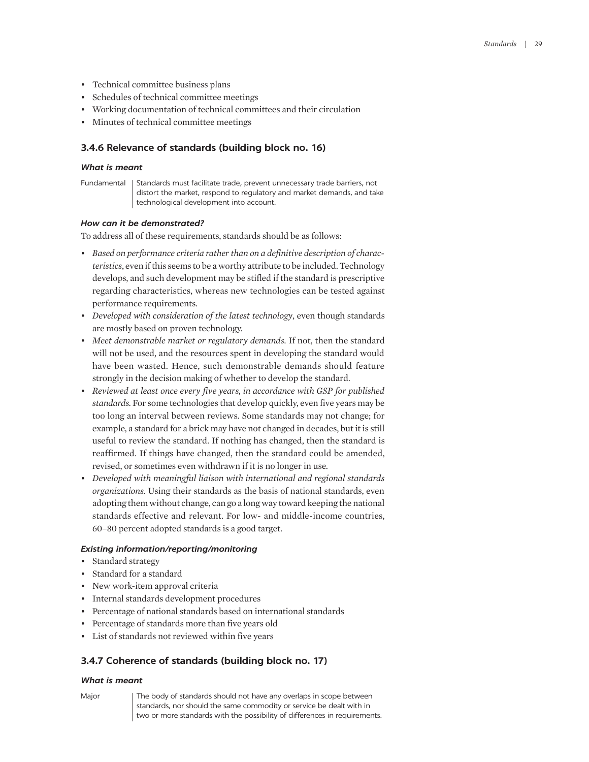- Technical committee business plans
- Schedules of technical committee meetings
- Working documentation of technical committees and their circulation
- Minutes of technical committee meetings

### 3.4.6 Relevance of standards (building block no. 16)

#### *What is meant*

| | |
|---|---|
| Fundamental | Standards must facilitate trade, prevent unnecessary trade barriers, not distort the market, respond to regulatory and market demands, and take technological development into account. |

#### *How can it be demonstrated?*

To address all of these requirements, standards should be as follows:

- *Based on performance criteria rather than on a definitive description of characteristics*, even if this seems to be a worthy attribute to be included. Technology develops, and such development may be stifled if the standard is prescriptive regarding characteristics, whereas new technologies can be tested against performance requirements.
- *Developed with consideration of the latest technology*, even though standards are mostly based on proven technology.
- *Meet demonstrable market or regulatory demands.* If not, then the standard will not be used, and the resources spent in developing the standard would have been wasted. Hence, such demonstrable demands should feature strongly in the decision making of whether to develop the standard.
- *Reviewed at least once every five years, in accordance with GSP for published standards.* For some technologies that develop quickly, even five years may be too long an interval between reviews. Some standards may not change; for example, a standard for a brick may have not changed in decades, but it is still useful to review the standard. If nothing has changed, then the standard is reaffirmed. If things have changed, then the standard could be amended, revised, or sometimes even withdrawn if it is no longer in use.
- *Developed with meaningful liaison with international and regional standards organizations.* Using their standards as the basis of national standards, even adopting them without change, can go a long way toward keeping the national standards effective and relevant. For low- and middle-income countries, 60–80 percent adopted standards is a good target.

#### *Existing information/reporting/monitoring*

- Standard strategy
- Standard for a standard
- New work-item approval criteria
- Internal standards development procedures
- Percentage of national standards based on international standards
- Percentage of standards more than five years old
- List of standards not reviewed within five years

### 3.4.7 Coherence of standards (building block no. 17)

#### *What is meant*

| | |
|---|---|
| Major | The body of standards should not have any overlaps in scope between standards, nor should the same commodity or service be dealt with in two or more standards with the possibility of differences in requirements. |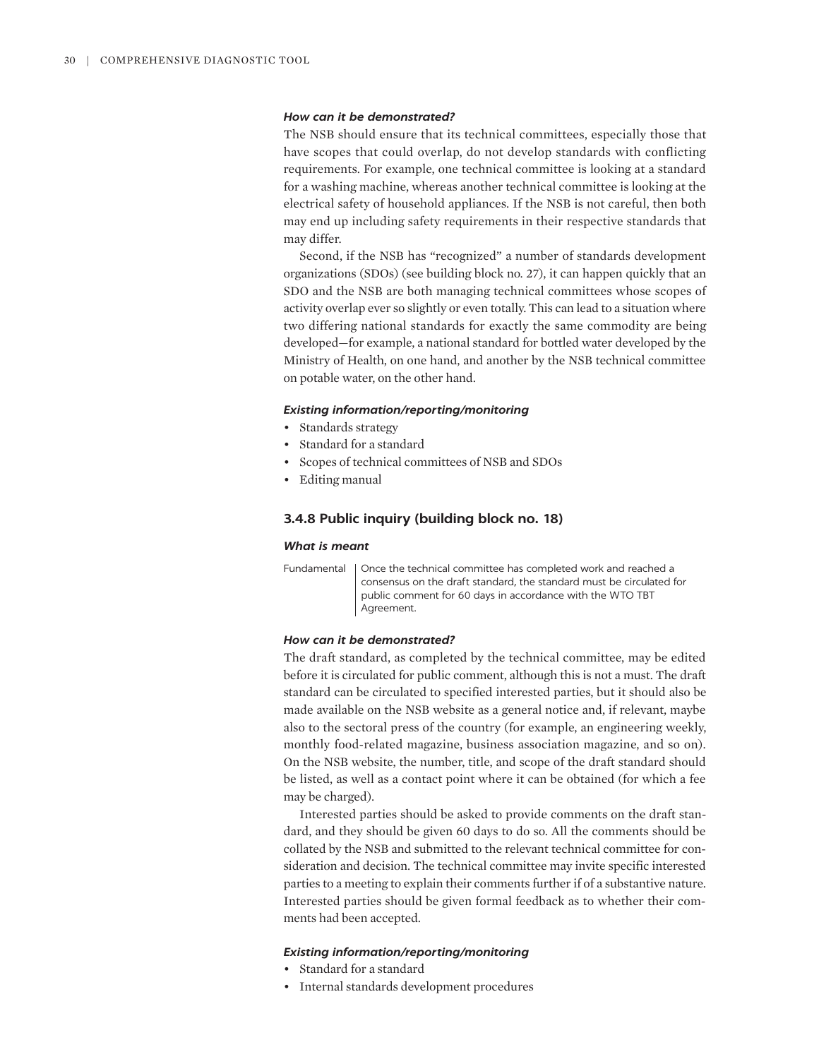#### *How can it be demonstrated?*

The NSB should ensure that its technical committees, especially those that have scopes that could overlap, do not develop standards with conflicting requirements. For example, one technical committee is looking at a standard for a washing machine, whereas another technical committee is looking at the electrical safety of household appliances. If the NSB is not careful, then both may end up including safety requirements in their respective standards that may differ.

Second, if the NSB has "recognized" a number of standards development organizations (SDOs) (see building block no. 27), it can happen quickly that an SDO and the NSB are both managing technical committees whose scopes of activity overlap ever so slightly or even totally. This can lead to a situation where two differing national standards for exactly the same commodity are being developed—for example, a national standard for bottled water developed by the Ministry of Health, on one hand, and another by the NSB technical committee on potable water, on the other hand.

#### *Existing information/reporting/monitoring*

- Standards strategy
- Standard for a standard
- Scopes of technical committees of NSB and SDOs
- Editing manual

### 3.4.8 Public inquiry (building block no. 18)

#### *What is meant*

| Fundamental | Once the technical committee has completed work and reached a consensus on the draft standard, the standard must be circulated for public comment for 60 days in accordance with the WTO TBT Agreement. |
|---|---|

#### *How can it be demonstrated?*

The draft standard, as completed by the technical committee, may be edited before it is circulated for public comment, although this is not a must. The draft standard can be circulated to specified interested parties, but it should also be made available on the NSB website as a general notice and, if relevant, maybe also to the sectoral press of the country (for example, an engineering weekly, monthly food-related magazine, business association magazine, and so on). On the NSB website, the number, title, and scope of the draft standard should be listed, as well as a contact point where it can be obtained (for which a fee may be charged).

Interested parties should be asked to provide comments on the draft standard, and they should be given 60 days to do so. All the comments should be collated by the NSB and submitted to the relevant technical committee for consideration and decision. The technical committee may invite specific interested parties to a meeting to explain their comments further if of a substantive nature. Interested parties should be given formal feedback as to whether their comments had been accepted.

#### *Existing information/reporting/monitoring*

- Standard for a standard
- Internal standards development procedures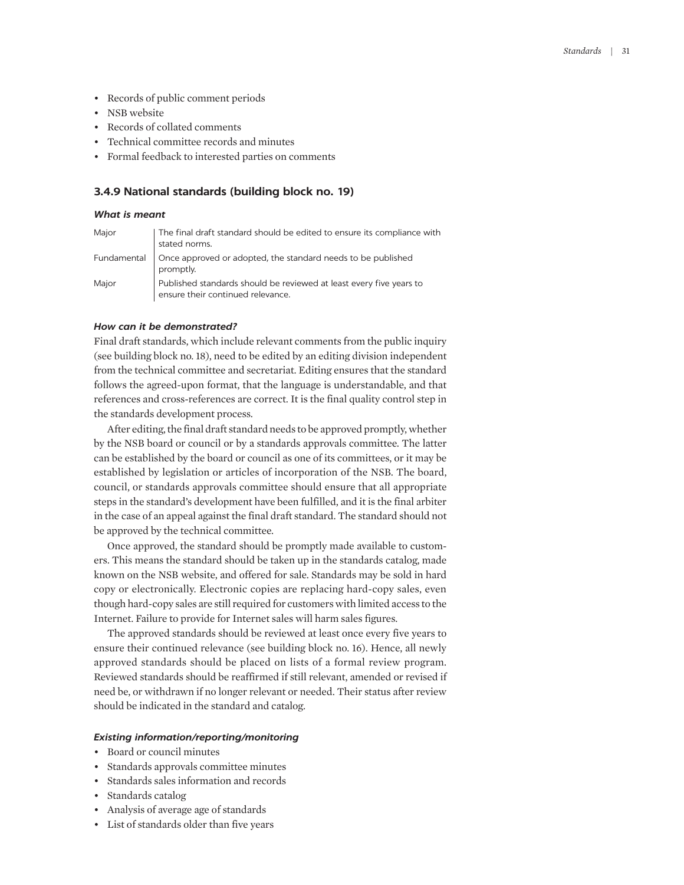- Records of public comment periods
- NSB website
- Records of collated comments
- Technical committee records and minutes
- Formal feedback to interested parties on comments

### 3.4.9 National standards (building block no. 19)

#### *What is meant*

| | |
|---|---|
| Major | The final draft standard should be edited to ensure its compliance with stated norms. |
| Fundamental | Once approved or adopted, the standard needs to be published promptly. |
| Major | Published standards should be reviewed at least every five years to ensure their continued relevance. |

#### *How can it be demonstrated?*

Final draft standards, which include relevant comments from the public inquiry (see building block no. 18), need to be edited by an editing division independent from the technical committee and secretariat. Editing ensures that the standard follows the agreed-upon format, that the language is understandable, and that references and cross-references are correct. It is the final quality control step in the standards development process.

After editing, the final draft standard needs to be approved promptly, whether by the NSB board or council or by a standards approvals committee. The latter can be established by the board or council as one of its committees, or it may be established by legislation or articles of incorporation of the NSB. The board, council, or standards approvals committee should ensure that all appropriate steps in the standard's development have been fulfilled, and it is the final arbiter in the case of an appeal against the final draft standard. The standard should not be approved by the technical committee.

Once approved, the standard should be promptly made available to customers. This means the standard should be taken up in the standards catalog, made known on the NSB website, and offered for sale. Standards may be sold in hard copy or electronically. Electronic copies are replacing hard-copy sales, even though hard-copy sales are still required for customers with limited access to the Internet. Failure to provide for Internet sales will harm sales figures.

The approved standards should be reviewed at least once every five years to ensure their continued relevance (see building block no. 16). Hence, all newly approved standards should be placed on lists of a formal review program. Reviewed standards should be reaffirmed if still relevant, amended or revised if need be, or withdrawn if no longer relevant or needed. Their status after review should be indicated in the standard and catalog.

#### *Existing information/reporting/monitoring*

- Board or council minutes
- Standards approvals committee minutes
- Standards sales information and records
- Standards catalog
- Analysis of average age of standards
- List of standards older than five years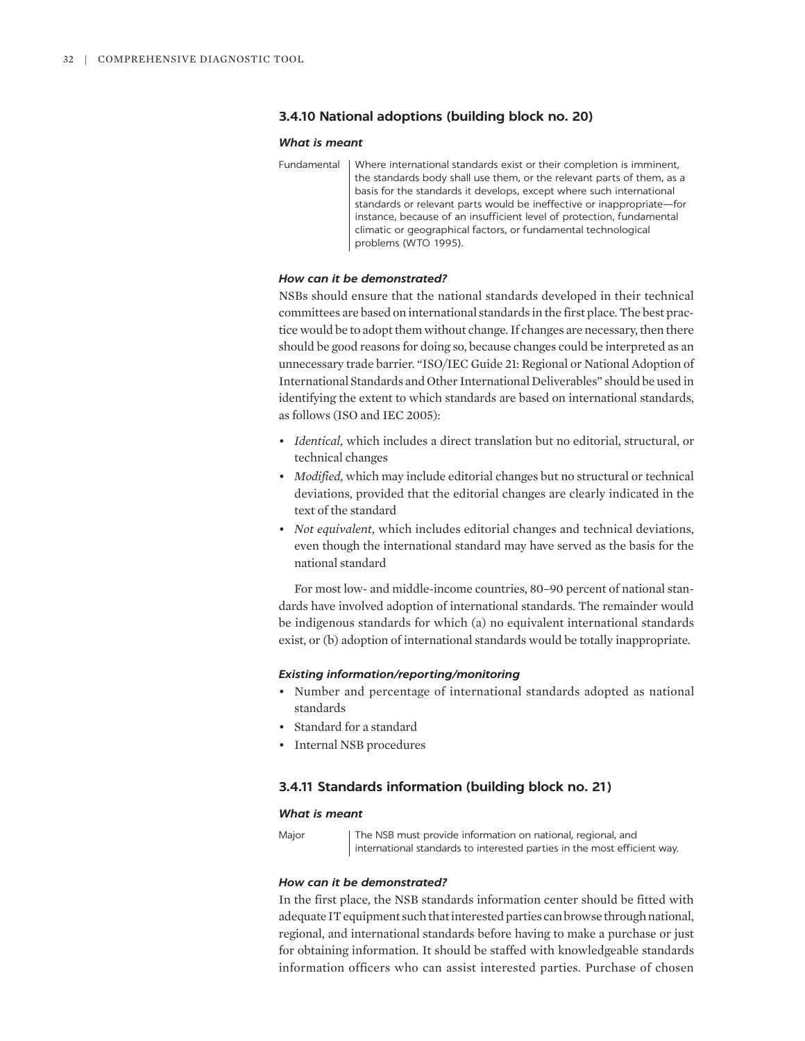### 3.4.10 National adoptions (building block no. 20)

#### *What is meant*

| | |
|---|---|
| Fundamental | Where international standards exist or their completion is imminent, the standards body shall use them, or the relevant parts of them, as a basis for the standards it develops, except where such international standards or relevant parts would be ineffective or inappropriate—for instance, because of an insufficient level of protection, fundamental climatic or geographical factors, or fundamental technological problems (WTO 1995). |

#### *How can it be demonstrated?*

NSBs should ensure that the national standards developed in their technical committees are based on international standards in the first place. The best practice would be to adopt them without change. If changes are necessary, then there should be good reasons for doing so, because changes could be interpreted as an unnecessary trade barrier. "ISO/IEC Guide 21: Regional or National Adoption of International Standards and Other International Deliverables" should be used in identifying the extent to which standards are based on international standards, as follows (ISO and IEC 2005):

- *Identical,* which includes a direct translation but no editorial, structural, or technical changes
- *Modified,* which may include editorial changes but no structural or technical deviations, provided that the editorial changes are clearly indicated in the text of the standard
- *Not equivalent,* which includes editorial changes and technical deviations, even though the international standard may have served as the basis for the national standard

For most low- and middle-income countries, 80–90 percent of national standards have involved adoption of international standards. The remainder would be indigenous standards for which (a) no equivalent international standards exist, or (b) adoption of international standards would be totally inappropriate.

#### *Existing information/reporting/monitoring*

- Number and percentage of international standards adopted as national standards
- Standard for a standard
- Internal NSB procedures

### 3.4.11 Standards information (building block no. 21)

#### *What is meant*

| | |
|---|---|
| Major | The NSB must provide information on national, regional, and international standards to interested parties in the most efficient way. |

#### *How can it be demonstrated?*

In the first place, the NSB standards information center should be fitted with adequate IT equipment such that interested parties can browse through national, regional, and international standards before having to make a purchase or just for obtaining information. It should be staffed with knowledgeable standards information officers who can assist interested parties. Purchase of chosen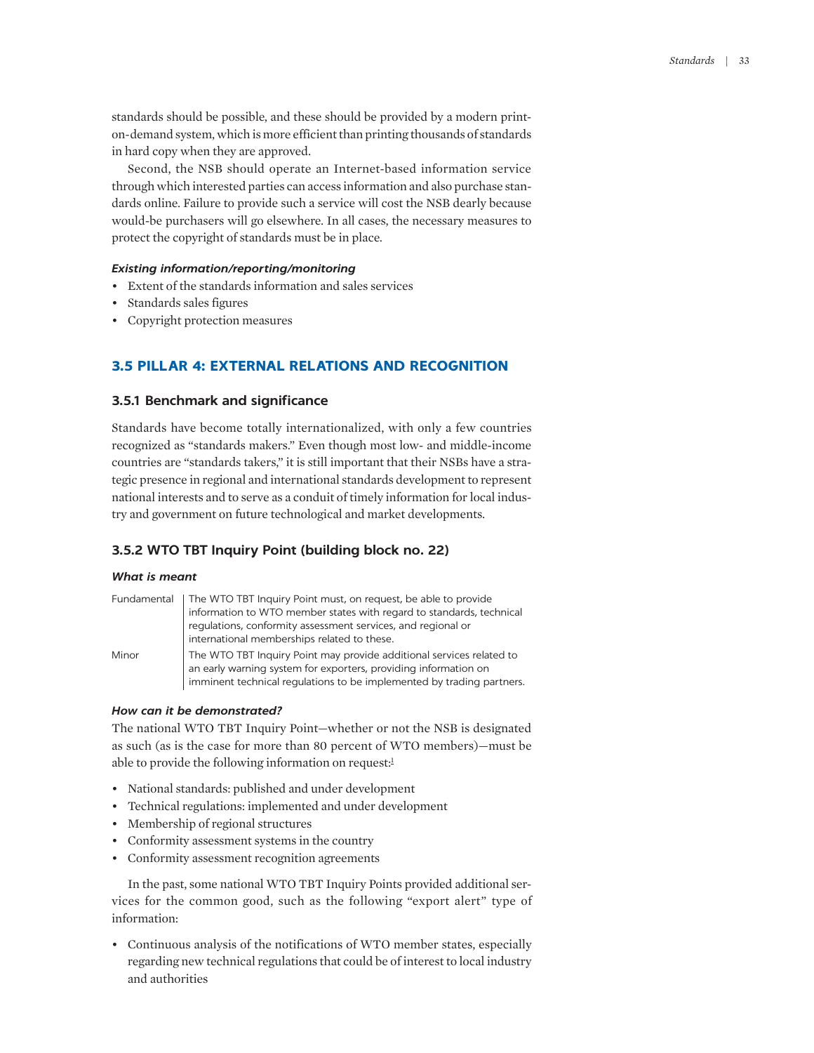standards should be possible, and these should be provided by a modern print-on-demand system, which is more efficient than printing thousands of standards in hard copy when they are approved.

Second, the NSB should operate an Internet-based information service through which interested parties can access information and also purchase standards online. Failure to provide such a service will cost the NSB dearly because would-be purchasers will go elsewhere. In all cases, the necessary measures to protect the copyright of standards must be in place.

#### *Existing information/reporting/monitoring*

- Extent of the standards information and sales services
- Standards sales figures
- Copyright protection measures

## 3.5 PILLAR 4: EXTERNAL RELATIONS AND RECOGNITION

### 3.5.1 Benchmark and significance

Standards have become totally internationalized, with only a few countries recognized as "standards makers." Even though most low- and middle-income countries are "standards takers," it is still important that their NSBs have a strategic presence in regional and international standards development to represent national interests and to serve as a conduit of timely information for local industry and government on future technological and market developments.

### 3.5.2 WTO TBT Inquiry Point (building block no. 22)

#### *What is meant*

| | |
|---|---|
| Fundamental | The WTO TBT Inquiry Point must, on request, be able to provide information to WTO member states with regard to standards, technical regulations, conformity assessment services, and regional or international memberships related to these. |
| Minor | The WTO TBT Inquiry Point may provide additional services related to an early warning system for exporters, providing information on imminent technical regulations to be implemented by trading partners. |

#### *How can it be demonstrated?*

The national WTO TBT Inquiry Point—whether or not the NSB is designated as such (as is the case for more than 80 percent of WTO members)—must be able to provide the following information on request:[1]

- National standards: published and under development
- Technical regulations: implemented and under development
- Membership of regional structures
- Conformity assessment systems in the country
- Conformity assessment recognition agreements

In the past, some national WTO TBT Inquiry Points provided additional services for the common good, such as the following "export alert" type of information:

- Continuous analysis of the notifications of WTO member states, especially regarding new technical regulations that could be of interest to local industry and authorities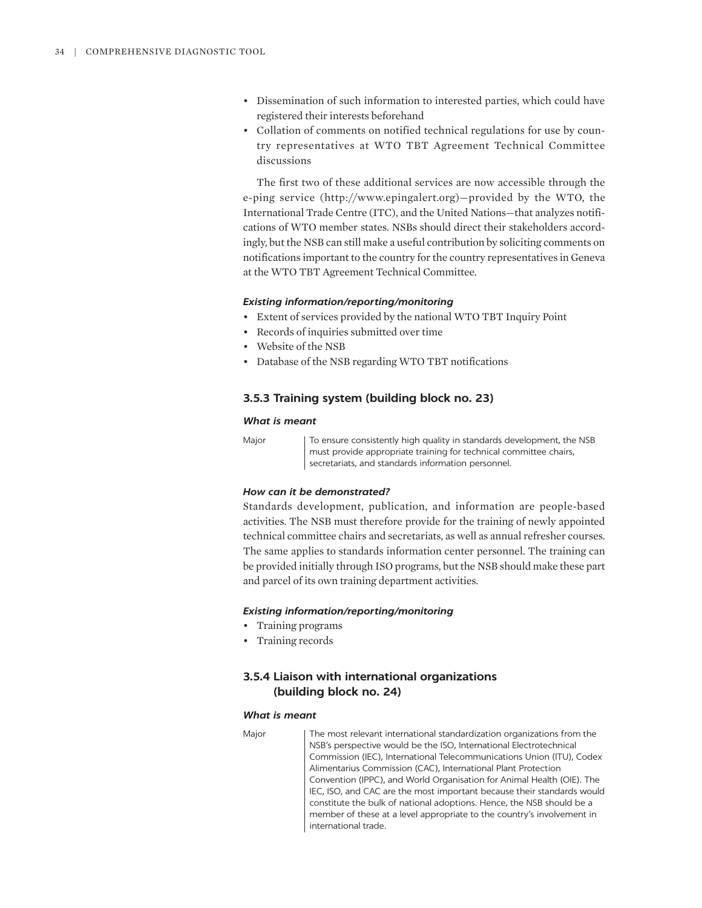- Dissemination of such information to interested parties, which could have registered their interests beforehand
- Collation of comments on notified technical regulations for use by country representatives at WTO TBT Agreement Technical Committee discussions

The first two of these additional services are now accessible through the e-ping service (http://www.epingalert.org)—provided by the WTO, the International Trade Centre (ITC), and the United Nations—that analyzes notifications of WTO member states. NSBs should direct their stakeholders accordingly, but the NSB can still make a useful contribution by soliciting comments on notifications important to the country for the country representatives in Geneva at the WTO TBT Agreement Technical Committee.

#### *Existing information/reporting/monitoring*

- Extent of services provided by the national WTO TBT Inquiry Point
- Records of inquiries submitted over time
- Website of the NSB
- Database of the NSB regarding WTO TBT notifications

### 3.5.3 Training system (building block no. 23)

#### *What is meant*

| | |
|---|---|
| Major | To ensure consistently high quality in standards development, the NSB must provide appropriate training for technical committee chairs, secretariats, and standards information personnel. |

#### *How can it be demonstrated?*

Standards development, publication, and information are people-based activities. The NSB must therefore provide for the training of newly appointed technical committee chairs and secretariats, as well as annual refresher courses. The same applies to standards information center personnel. The training can be provided initially through ISO programs, but the NSB should make these part and parcel of its own training department activities.

#### *Existing information/reporting/monitoring*

- Training programs
- Training records

### 3.5.4 Liaison with international organizations (building block no. 24)

#### *What is meant*

| | |
|---|---|
| Major | The most relevant international standardization organizations from the NSB's perspective would be the ISO, International Electrotechnical Commission (IEC), International Telecommunications Union (ITU), Codex Alimentarius Commission (CAC), International Plant Protection Convention (IPPC), and World Organisation for Animal Health (OIE). The IEC, ISO, and CAC are the most important because their standards would constitute the bulk of national adoptions. Hence, the NSB should be a member of these at a level appropriate to the country's involvement in international trade. |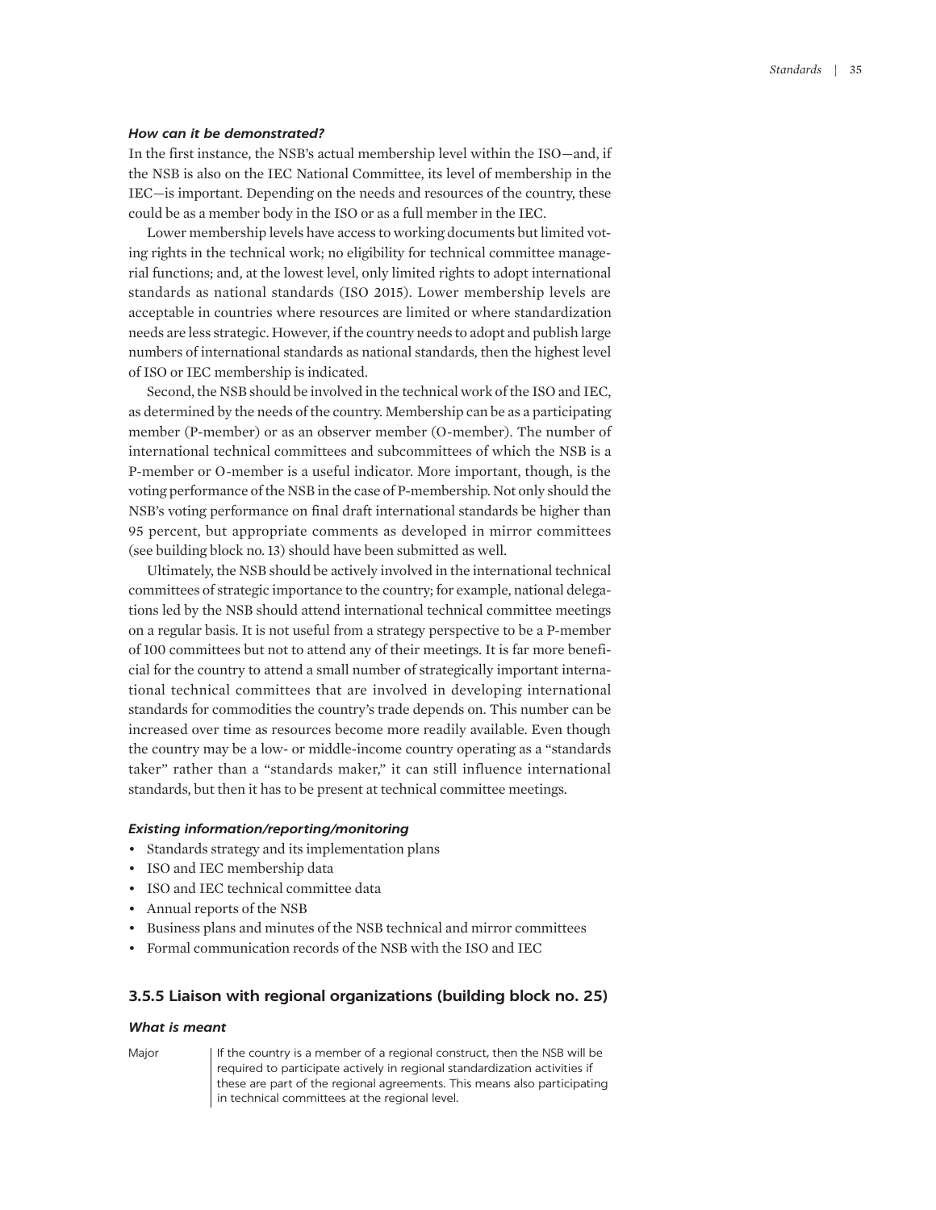#### *How can it be demonstrated?*

In the first instance, the NSB's actual membership level within the ISO—and, if the NSB is also on the IEC National Committee, its level of membership in the IEC—is important. Depending on the needs and resources of the country, these could be as a member body in the ISO or as a full member in the IEC.

Lower membership levels have access to working documents but limited voting rights in the technical work; no eligibility for technical committee managerial functions; and, at the lowest level, only limited rights to adopt international standards as national standards (ISO 2015). Lower membership levels are acceptable in countries where resources are limited or where standardization needs are less strategic. However, if the country needs to adopt and publish large numbers of international standards as national standards, then the highest level of ISO or IEC membership is indicated.

Second, the NSB should be involved in the technical work of the ISO and IEC, as determined by the needs of the country. Membership can be as a participating member (P-member) or as an observer member (O-member). The number of international technical committees and subcommittees of which the NSB is a P-member or O-member is a useful indicator. More important, though, is the voting performance of the NSB in the case of P-membership. Not only should the NSB's voting performance on final draft international standards be higher than 95 percent, but appropriate comments as developed in mirror committees (see building block no. 13) should have been submitted as well.

Ultimately, the NSB should be actively involved in the international technical committees of strategic importance to the country; for example, national delegations led by the NSB should attend international technical committee meetings on a regular basis. It is not useful from a strategy perspective to be a P-member of 100 committees but not to attend any of their meetings. It is far more beneficial for the country to attend a small number of strategically important international technical committees that are involved in developing international standards for commodities the country's trade depends on. This number can be increased over time as resources become more readily available. Even though the country may be a low- or middle-income country operating as a "standards taker" rather than a "standards maker," it can still influence international standards, but then it has to be present at technical committee meetings.

#### *Existing information/reporting/monitoring*

- Standards strategy and its implementation plans
- ISO and IEC membership data
- ISO and IEC technical committee data
- Annual reports of the NSB
- Business plans and minutes of the NSB technical and mirror committees
- Formal communication records of the NSB with the ISO and IEC

### 3.5.5 Liaison with regional organizations (building block no. 25)

#### *What is meant*

| | |
|---|---|
| Major | If the country is a member of a regional construct, then the NSB will be required to participate actively in regional standardization activities if these are part of the regional agreements. This means also participating in technical committees at the regional level. |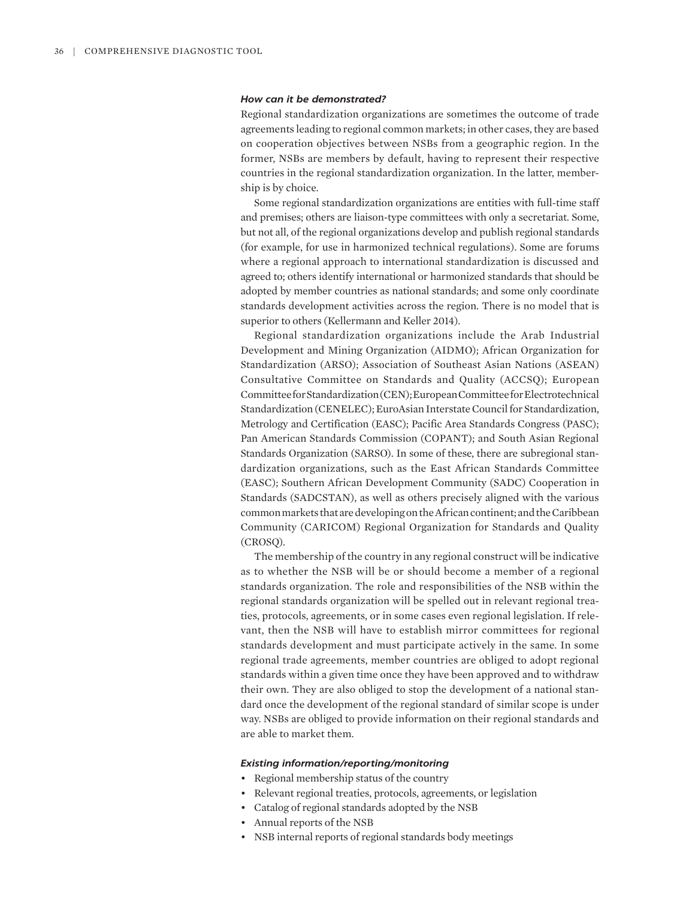***How can it be demonstrated?***

Regional standardization organizations are sometimes the outcome of trade agreements leading to regional common markets; in other cases, they are based on cooperation objectives between NSBs from a geographic region. In the former, NSBs are members by default, having to represent their respective countries in the regional standardization organization. In the latter, membership is by choice.

Some regional standardization organizations are entities with full-time staff and premises; others are liaison-type committees with only a secretariat. Some, but not all, of the regional organizations develop and publish regional standards (for example, for use in harmonized technical regulations). Some are forums where a regional approach to international standardization is discussed and agreed to; others identify international or harmonized standards that should be adopted by member countries as national standards; and some only coordinate standards development activities across the region. There is no model that is superior to others (Kellermann and Keller 2014).

Regional standardization organizations include the Arab Industrial Development and Mining Organization (AIDMO); African Organization for Standardization (ARSO); Association of Southeast Asian Nations (ASEAN) Consultative Committee on Standards and Quality (ACCSQ); European Committee for Standardization (CEN); European Committee for Electrotechnical Standardization (CENELEC); EuroAsian Interstate Council for Standardization, Metrology and Certification (EASC); Pacific Area Standards Congress (PASC); Pan American Standards Commission (COPANT); and South Asian Regional Standards Organization (SARSO). In some of these, there are subregional standardization organizations, such as the East African Standards Committee (EASC); Southern African Development Community (SADC) Cooperation in Standards (SADCSTAN), as well as others precisely aligned with the various common markets that are developing on the African continent; and the Caribbean Community (CARICOM) Regional Organization for Standards and Quality (CROSQ).

The membership of the country in any regional construct will be indicative as to whether the NSB will be or should become a member of a regional standards organization. The role and responsibilities of the NSB within the regional standards organization will be spelled out in relevant regional treaties, protocols, agreements, or in some cases even regional legislation. If relevant, then the NSB will have to establish mirror committees for regional standards development and must participate actively in the same. In some regional trade agreements, member countries are obliged to adopt regional standards within a given time once they have been approved and to withdraw their own. They are also obliged to stop the development of a national standard once the development of the regional standard of similar scope is under way. NSBs are obliged to provide information on their regional standards and are able to market them.

***Existing information/reporting/monitoring***

- Regional membership status of the country
- Relevant regional treaties, protocols, agreements, or legislation
- Catalog of regional standards adopted by the NSB
- Annual reports of the NSB
- NSB internal reports of regional standards body meetings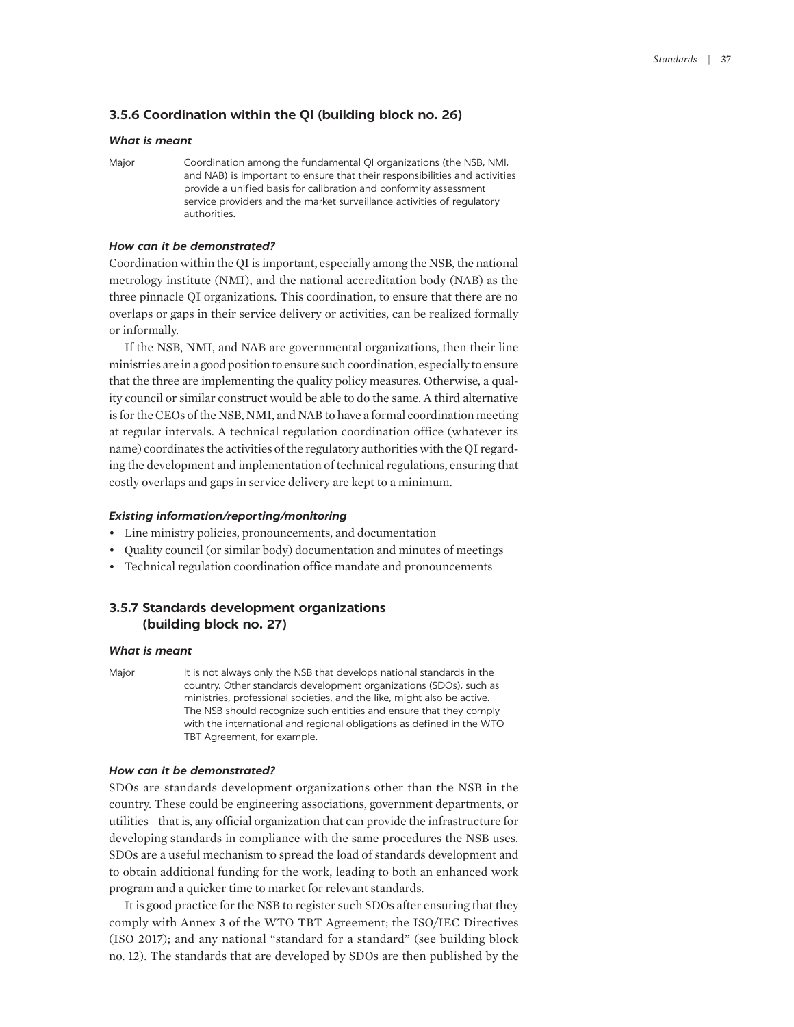### 3.5.6 Coordination within the QI (building block no. 26)

#### *What is meant*

| | |
|---|---|
| Major | Coordination among the fundamental QI organizations (the NSB, NMI, and NAB) is important to ensure that their responsibilities and activities provide a unified basis for calibration and conformity assessment service providers and the market surveillance activities of regulatory authorities. |

#### *How can it be demonstrated?*

Coordination within the QI is important, especially among the NSB, the national metrology institute (NMI), and the national accreditation body (NAB) as the three pinnacle QI organizations. This coordination, to ensure that there are no overlaps or gaps in their service delivery or activities, can be realized formally or informally.

If the NSB, NMI, and NAB are governmental organizations, then their line ministries are in a good position to ensure such coordination, especially to ensure that the three are implementing the quality policy measures. Otherwise, a quality council or similar construct would be able to do the same. A third alternative is for the CEOs of the NSB, NMI, and NAB to have a formal coordination meeting at regular intervals. A technical regulation coordination office (whatever its name) coordinates the activities of the regulatory authorities with the QI regarding the development and implementation of technical regulations, ensuring that costly overlaps and gaps in service delivery are kept to a minimum.

#### *Existing information/reporting/monitoring*

- Line ministry policies, pronouncements, and documentation
- Quality council (or similar body) documentation and minutes of meetings
- Technical regulation coordination office mandate and pronouncements

### 3.5.7 Standards development organizations (building block no. 27)

#### *What is meant*

| | |
|---|---|
| Major | It is not always only the NSB that develops national standards in the country. Other standards development organizations (SDOs), such as ministries, professional societies, and the like, might also be active. The NSB should recognize such entities and ensure that they comply with the international and regional obligations as defined in the WTO TBT Agreement, for example. |

#### *How can it be demonstrated?*

SDOs are standards development organizations other than the NSB in the country. These could be engineering associations, government departments, or utilities—that is, any official organization that can provide the infrastructure for developing standards in compliance with the same procedures the NSB uses. SDOs are a useful mechanism to spread the load of standards development and to obtain additional funding for the work, leading to both an enhanced work program and a quicker time to market for relevant standards.

It is good practice for the NSB to register such SDOs after ensuring that they comply with Annex 3 of the WTO TBT Agreement; the ISO/IEC Directives (ISO 2017); and any national "standard for a standard" (see building block no. 12). The standards that are developed by SDOs are then published by the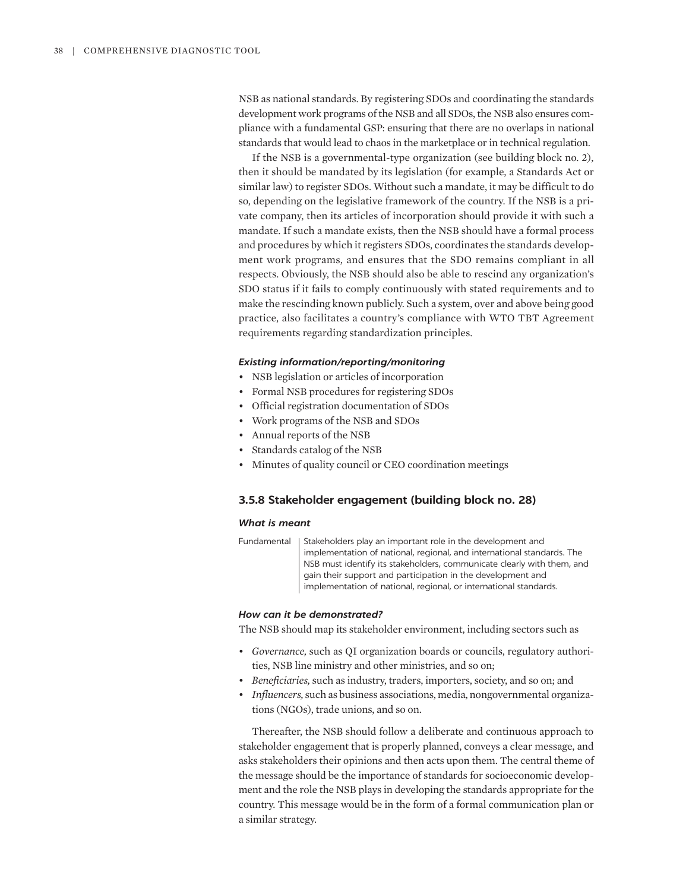NSB as national standards. By registering SDOs and coordinating the standards development work programs of the NSB and all SDOs, the NSB also ensures compliance with a fundamental GSP: ensuring that there are no overlaps in national standards that would lead to chaos in the marketplace or in technical regulation.

If the NSB is a governmental-type organization (see building block no. 2), then it should be mandated by its legislation (for example, a Standards Act or similar law) to register SDOs. Without such a mandate, it may be difficult to do so, depending on the legislative framework of the country. If the NSB is a private company, then its articles of incorporation should provide it with such a mandate. If such a mandate exists, then the NSB should have a formal process and procedures by which it registers SDOs, coordinates the standards development work programs, and ensures that the SDO remains compliant in all respects. Obviously, the NSB should also be able to rescind any organization's SDO status if it fails to comply continuously with stated requirements and to make the rescinding known publicly. Such a system, over and above being good practice, also facilitates a country's compliance with WTO TBT Agreement requirements regarding standardization principles.

#### *Existing information/reporting/monitoring*

- NSB legislation or articles of incorporation
- Formal NSB procedures for registering SDOs
- Official registration documentation of SDOs
- Work programs of the NSB and SDOs
- Annual reports of the NSB
- Standards catalog of the NSB
- Minutes of quality council or CEO coordination meetings

### 3.5.8 Stakeholder engagement (building block no. 28)

#### *What is meant*

| Fundamental | Stakeholders play an important role in the development and implementation of national, regional, and international standards. The NSB must identify its stakeholders, communicate clearly with them, and gain their support and participation in the development and implementation of national, regional, or international standards. |
|---|---|

#### *How can it be demonstrated?*

The NSB should map its stakeholder environment, including sectors such as

- *Governance,* such as QI organization boards or councils, regulatory authorities, NSB line ministry and other ministries, and so on;
- *Beneficiaries,* such as industry, traders, importers, society, and so on; and
- *Influencers,* such as business associations, media, nongovernmental organizations (NGOs), trade unions, and so on.

Thereafter, the NSB should follow a deliberate and continuous approach to stakeholder engagement that is properly planned, conveys a clear message, and asks stakeholders their opinions and then acts upon them. The central theme of the message should be the importance of standards for socioeconomic development and the role the NSB plays in developing the standards appropriate for the country. This message would be in the form of a formal communication plan or a similar strategy.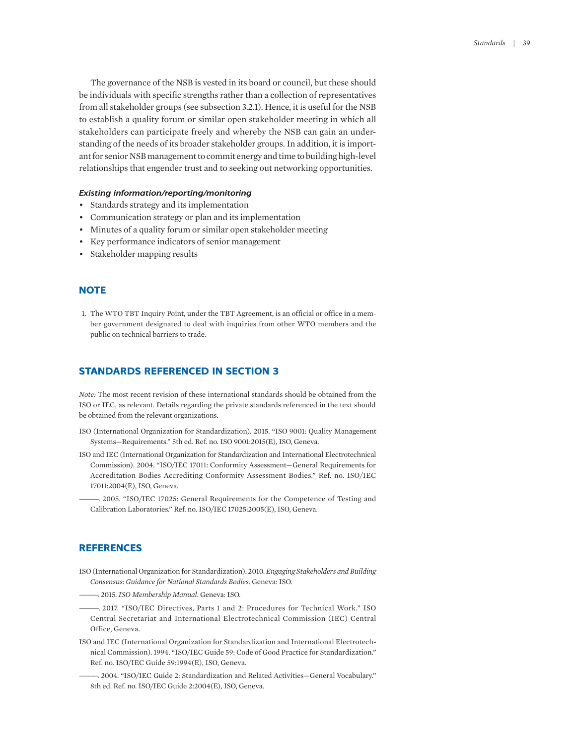The governance of the NSB is vested in its board or council, but these should be individuals with specific strengths rather than a collection of representatives from all stakeholder groups (see subsection 3.2.1). Hence, it is useful for the NSB to establish a quality forum or similar open stakeholder meeting in which all stakeholders can participate freely and whereby the NSB can gain an understanding of the needs of its broader stakeholder groups. In addition, it is important for senior NSB management to commit energy and time to building high-level relationships that engender trust and to seeking out networking opportunities.

***Existing information/reporting/monitoring***

- Standards strategy and its implementation
- Communication strategy or plan and its implementation
- Minutes of a quality forum or similar open stakeholder meeting
- Key performance indicators of senior management
- Stakeholder mapping results

## NOTE

1. The WTO TBT Inquiry Point, under the TBT Agreement, is an official or office in a member government designated to deal with inquiries from other WTO members and the public on technical barriers to trade.

## STANDARDS REFERENCED IN SECTION 3

*Note:* The most recent revision of these international standards should be obtained from the ISO or IEC, as relevant. Details regarding the private standards referenced in the text should be obtained from the relevant organizations.

ISO (International Organization for Standardization). 2015. "ISO 9001: Quality Management Systems—Requirements." 5th ed. Ref. no. ISO 9001:2015(E), ISO, Geneva.

ISO and IEC (International Organization for Standardization and International Electrotechnical Commission). 2004. "ISO/IEC 17011: Conformity Assessment—General Requirements for Accreditation Bodies Accrediting Conformity Assessment Bodies." Ref. no. ISO/IEC 17011:2004(E), ISO, Geneva.

———. 2005. "ISO/IEC 17025: General Requirements for the Competence of Testing and Calibration Laboratories." Ref. no. ISO/IEC 17025:2005(E), ISO, Geneva.

## REFERENCES

ISO (International Organization for Standardization). 2010. *Engaging Stakeholders and Building Consensus: Guidance for National Standards Bodies*. Geneva: ISO.

———. 2015. *ISO Membership Manual*. Geneva: ISO.

———. 2017. "ISO/IEC Directives, Parts 1 and 2: Procedures for Technical Work." ISO Central Secretariat and International Electrotechnical Commission (IEC) Central Office, Geneva.

ISO and IEC (International Organization for Standardization and International Electrotechnical Commission). 1994. "ISO/IEC Guide 59: Code of Good Practice for Standardization." Ref. no. ISO/IEC Guide 59:1994(E), ISO, Geneva.

———. 2004. "ISO/IEC Guide 2: Standardization and Related Activities—General Vocabulary." 8th ed. Ref. no. ISO/IEC Guide 2:2004(E), ISO, Geneva.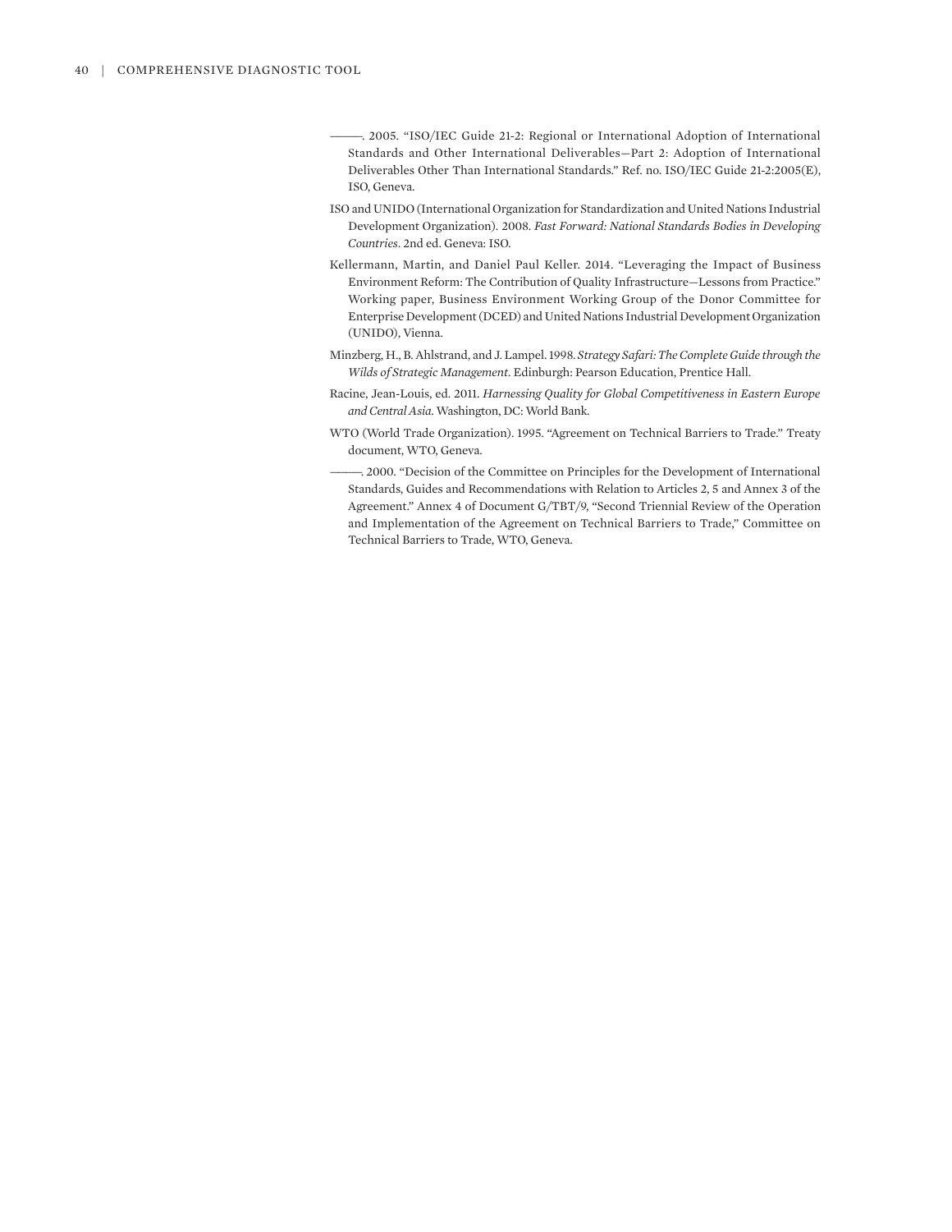———. 2005. "ISO/IEC Guide 21-2: Regional or International Adoption of International Standards and Other International Deliverables—Part 2: Adoption of International Deliverables Other Than International Standards." Ref. no. ISO/IEC Guide 21-2:2005(E), ISO, Geneva.

ISO and UNIDO (International Organization for Standardization and United Nations Industrial Development Organization). 2008. *Fast Forward: National Standards Bodies in Developing Countries*. 2nd ed. Geneva: ISO.

Kellermann, Martin, and Daniel Paul Keller. 2014. "Leveraging the Impact of Business Environment Reform: The Contribution of Quality Infrastructure—Lessons from Practice." Working paper, Business Environment Working Group of the Donor Committee for Enterprise Development (DCED) and United Nations Industrial Development Organization (UNIDO), Vienna.

Minzberg, H., B. Ahlstrand, and J. Lampel. 1998. *Strategy Safari: The Complete Guide through the Wilds of Strategic Management*. Edinburgh: Pearson Education, Prentice Hall.

Racine, Jean-Louis, ed. 2011. *Harnessing Quality for Global Competitiveness in Eastern Europe and Central Asia*. Washington, DC: World Bank.

WTO (World Trade Organization). 1995. "Agreement on Technical Barriers to Trade." Treaty document, WTO, Geneva.

———. 2000. "Decision of the Committee on Principles for the Development of International Standards, Guides and Recommendations with Relation to Articles 2, 5 and Annex 3 of the Agreement." Annex 4 of Document G/TBT/9, "Second Triennial Review of the Operation and Implementation of the Agreement on Technical Barriers to Trade," Committee on Technical Barriers to Trade, WTO, Geneva.